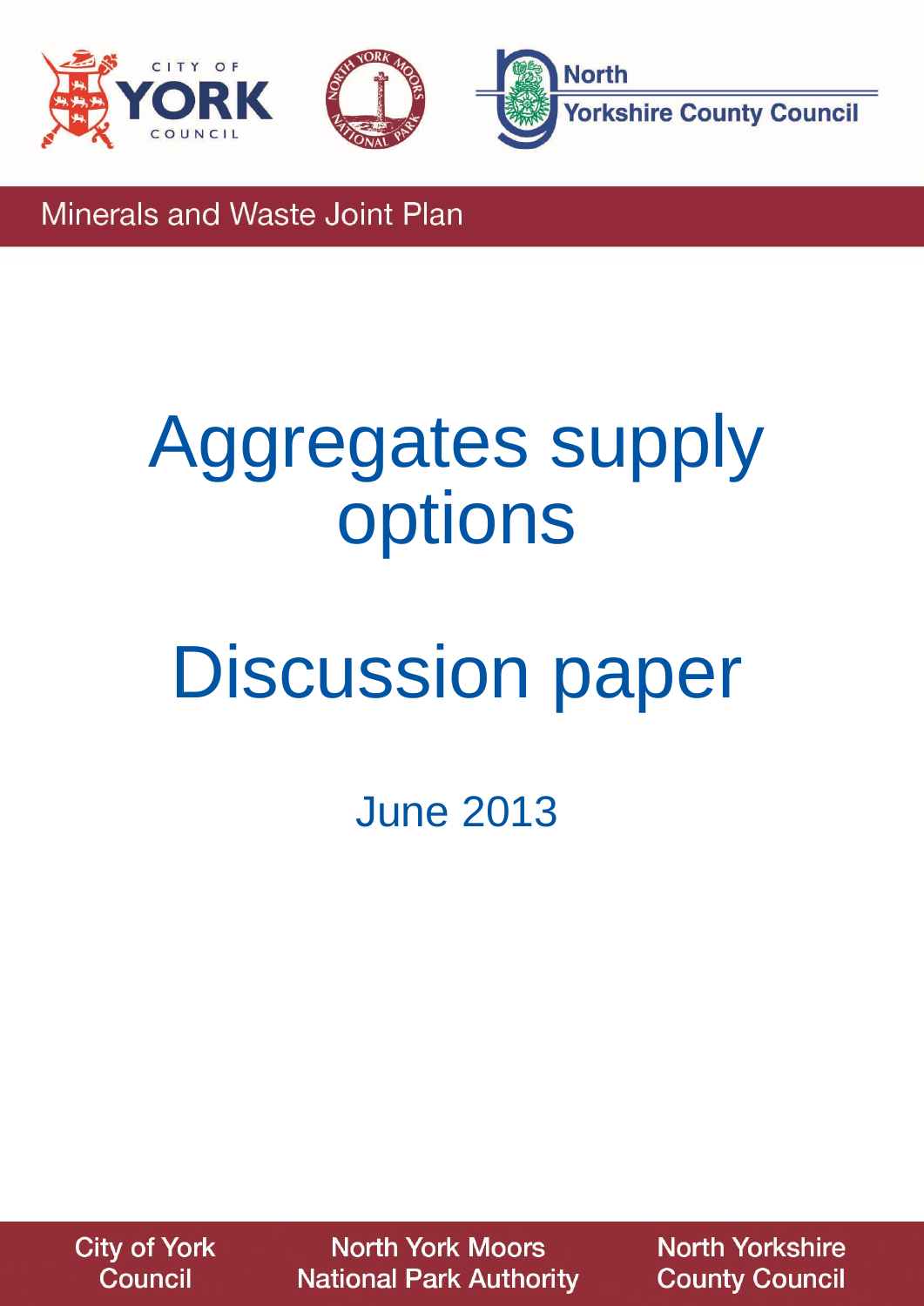Minerals and Waste Joint Plan

# Aggregates supply options

# Discussion paper

June 2013

City of York Council | North York Moors National Park Authority | North Yorkshire County Council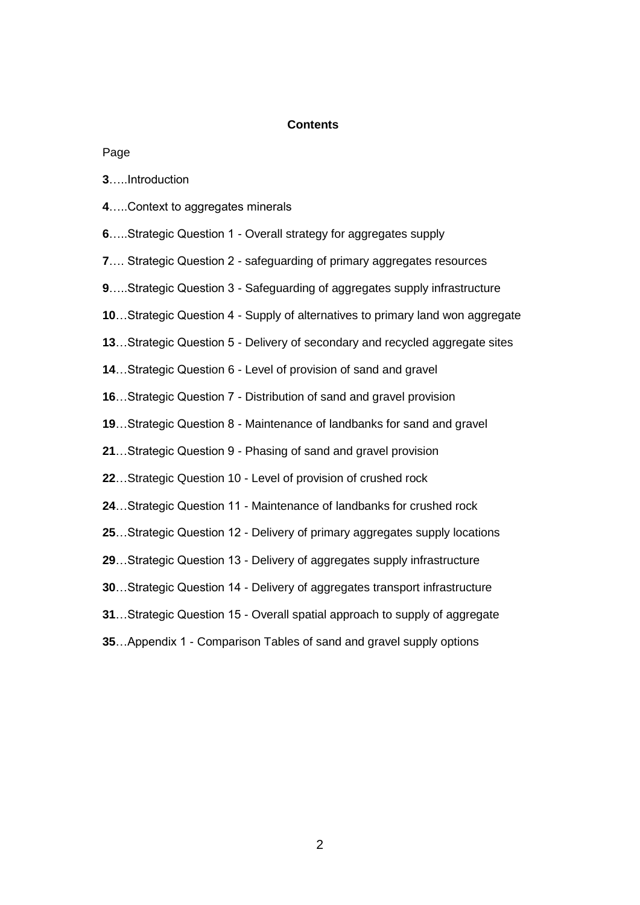**Contents**

Page

**3**…..Introduction

**4**…..Context to aggregates minerals

**6**…..Strategic Question 1 - Overall strategy for aggregates supply

**7**…. Strategic Question 2 - safeguarding of primary aggregates resources

**9**…..Strategic Question 3 - Safeguarding of aggregates supply infrastructure

**10**…Strategic Question 4 - Supply of alternatives to primary land won aggregate

**13**…Strategic Question 5 - Delivery of secondary and recycled aggregate sites

**14**…Strategic Question 6 - Level of provision of sand and gravel

**16**…Strategic Question 7 - Distribution of sand and gravel provision

**19**…Strategic Question 8 - Maintenance of landbanks for sand and gravel

**21**…Strategic Question 9 - Phasing of sand and gravel provision

**22**…Strategic Question 10 - Level of provision of crushed rock

**24**…Strategic Question 11 - Maintenance of landbanks for crushed rock

**25**…Strategic Question 12 - Delivery of primary aggregates supply locations

**29**…Strategic Question 13 - Delivery of aggregates supply infrastructure

**30**…Strategic Question 14 - Delivery of aggregates transport infrastructure

**31**…Strategic Question 15 - Overall spatial approach to supply of aggregate

**35**…Appendix 1 - Comparison Tables of sand and gravel supply options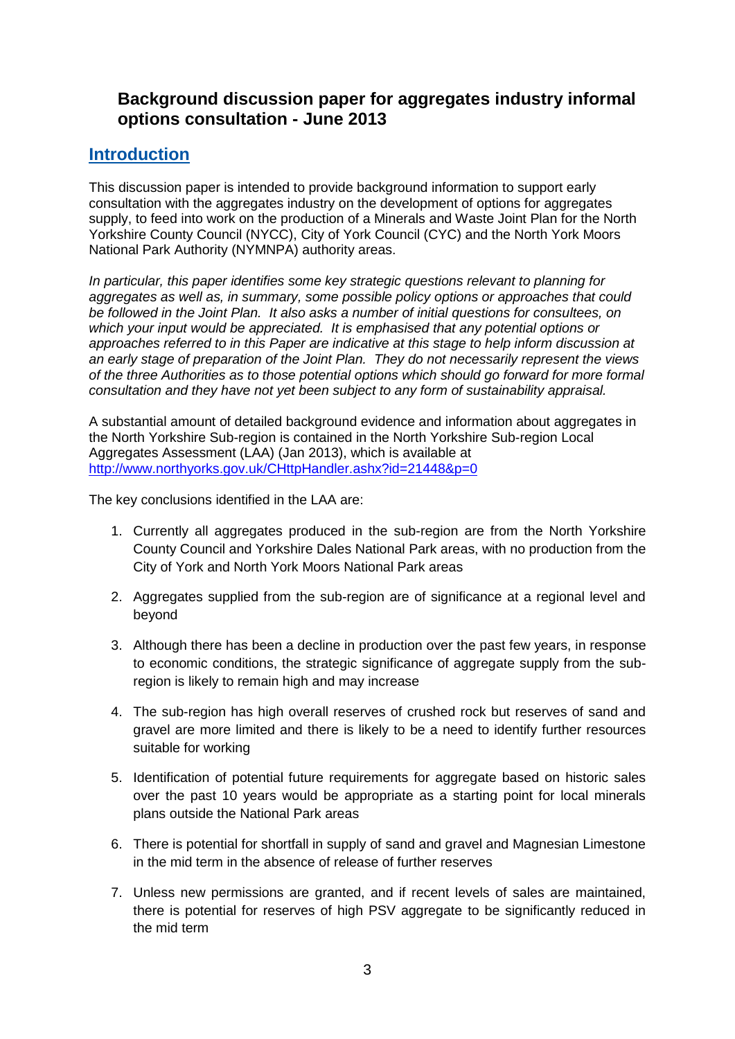## Background discussion paper for aggregates industry informal options consultation - June 2013

## Introduction

This discussion paper is intended to provide background information to support early consultation with the aggregates industry on the development of options for aggregates supply, to feed into work on the production of a Minerals and Waste Joint Plan for the North Yorkshire County Council (NYCC), City of York Council (CYC) and the North York Moors National Park Authority (NYMNPA) authority areas.

*In particular, this paper identifies some key strategic questions relevant to planning for aggregates as well as, in summary, some possible policy options or approaches that could be followed in the Joint Plan. It also asks a number of initial questions for consultees, on which your input would be appreciated. It is emphasised that any potential options or approaches referred to in this Paper are indicative at this stage to help inform discussion at an early stage of preparation of the Joint Plan. They do not necessarily represent the views of the three Authorities as to those potential options which should go forward for more formal consultation and they have not yet been subject to any form of sustainability appraisal.*

A substantial amount of detailed background evidence and information about aggregates in the North Yorkshire Sub-region is contained in the North Yorkshire Sub-region Local Aggregates Assessment (LAA) (Jan 2013), which is available at http://www.northyorks.gov.uk/CHttpHandler.ashx?id=21448&p=0

The key conclusions identified in the LAA are:

1. Currently all aggregates produced in the sub-region are from the North Yorkshire County Council and Yorkshire Dales National Park areas, with no production from the City of York and North York Moors National Park areas
2. Aggregates supplied from the sub-region are of significance at a regional level and beyond
3. Although there has been a decline in production over the past few years, in response to economic conditions, the strategic significance of aggregate supply from the sub-region is likely to remain high and may increase
4. The sub-region has high overall reserves of crushed rock but reserves of sand and gravel are more limited and there is likely to be a need to identify further resources suitable for working
5. Identification of potential future requirements for aggregate based on historic sales over the past 10 years would be appropriate as a starting point for local minerals plans outside the National Park areas
6. There is potential for shortfall in supply of sand and gravel and Magnesian Limestone in the mid term in the absence of release of further reserves
7. Unless new permissions are granted, and if recent levels of sales are maintained, there is potential for reserves of high PSV aggregate to be significantly reduced in the mid term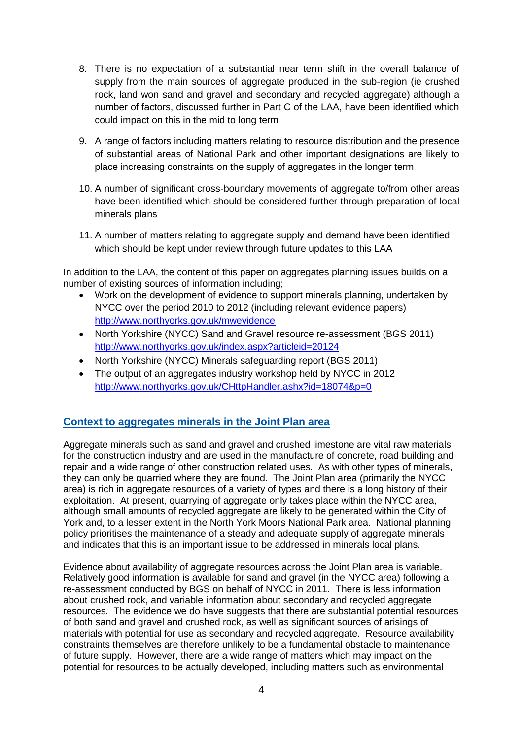8. There is no expectation of a substantial near term shift in the overall balance of supply from the main sources of aggregate produced in the sub-region (ie crushed rock, land won sand and gravel and secondary and recycled aggregate) although a number of factors, discussed further in Part C of the LAA, have been identified which could impact on this in the mid to long term

9. A range of factors including matters relating to resource distribution and the presence of substantial areas of National Park and other important designations are likely to place increasing constraints on the supply of aggregates in the longer term

10. A number of significant cross-boundary movements of aggregate to/from other areas have been identified which should be considered further through preparation of local minerals plans

11. A number of matters relating to aggregate supply and demand have been identified which should be kept under review through future updates to this LAA

In addition to the LAA, the content of this paper on aggregates planning issues builds on a number of existing sources of information including;

- Work on the development of evidence to support minerals planning, undertaken by NYCC over the period 2010 to 2012 (including relevant evidence papers) http://www.northyorks.gov.uk/mwevidence
- North Yorkshire (NYCC) Sand and Gravel resource re-assessment (BGS 2011) http://www.northyorks.gov.uk/index.aspx?articleid=20124
- North Yorkshire (NYCC) Minerals safeguarding report (BGS 2011)
- The output of an aggregates industry workshop held by NYCC in 2012 http://www.northyorks.gov.uk/CHttpHandler.ashx?id=18074&p=0

## Context to aggregates minerals in the Joint Plan area

Aggregate minerals such as sand and gravel and crushed limestone are vital raw materials for the construction industry and are used in the manufacture of concrete, road building and repair and a wide range of other construction related uses. As with other types of minerals, they can only be quarried where they are found. The Joint Plan area (primarily the NYCC area) is rich in aggregate resources of a variety of types and there is a long history of their exploitation. At present, quarrying of aggregate only takes place within the NYCC area, although small amounts of recycled aggregate are likely to be generated within the City of York and, to a lesser extent in the North York Moors National Park area. National planning policy prioritises the maintenance of a steady and adequate supply of aggregate minerals and indicates that this is an important issue to be addressed in minerals local plans.

Evidence about availability of aggregate resources across the Joint Plan area is variable. Relatively good information is available for sand and gravel (in the NYCC area) following a re-assessment conducted by BGS on behalf of NYCC in 2011. There is less information about crushed rock, and variable information about secondary and recycled aggregate resources. The evidence we do have suggests that there are substantial potential resources of both sand and gravel and crushed rock, as well as significant sources of arisings of materials with potential for use as secondary and recycled aggregate. Resource availability constraints themselves are therefore unlikely to be a fundamental obstacle to maintenance of future supply. However, there are a wide range of matters which may impact on the potential for resources to be actually developed, including matters such as environmental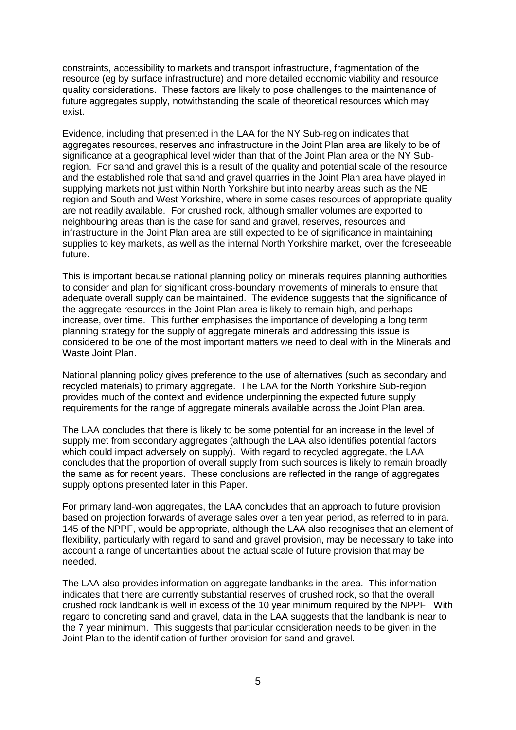constraints, accessibility to markets and transport infrastructure, fragmentation of the resource (eg by surface infrastructure) and more detailed economic viability and resource quality considerations. These factors are likely to pose challenges to the maintenance of future aggregates supply, notwithstanding the scale of theoretical resources which may exist.

Evidence, including that presented in the LAA for the NY Sub-region indicates that aggregates resources, reserves and infrastructure in the Joint Plan area are likely to be of significance at a geographical level wider than that of the Joint Plan area or the NY Sub-region. For sand and gravel this is a result of the quality and potential scale of the resource and the established role that sand and gravel quarries in the Joint Plan area have played in supplying markets not just within North Yorkshire but into nearby areas such as the NE region and South and West Yorkshire, where in some cases resources of appropriate quality are not readily available. For crushed rock, although smaller volumes are exported to neighbouring areas than is the case for sand and gravel, reserves, resources and infrastructure in the Joint Plan area are still expected to be of significance in maintaining supplies to key markets, as well as the internal North Yorkshire market, over the foreseeable future.

This is important because national planning policy on minerals requires planning authorities to consider and plan for significant cross-boundary movements of minerals to ensure that adequate overall supply can be maintained. The evidence suggests that the significance of the aggregate resources in the Joint Plan area is likely to remain high, and perhaps increase, over time. This further emphasises the importance of developing a long term planning strategy for the supply of aggregate minerals and addressing this issue is considered to be one of the most important matters we need to deal with in the Minerals and Waste Joint Plan.

National planning policy gives preference to the use of alternatives (such as secondary and recycled materials) to primary aggregate. The LAA for the North Yorkshire Sub-region provides much of the context and evidence underpinning the expected future supply requirements for the range of aggregate minerals available across the Joint Plan area.

The LAA concludes that there is likely to be some potential for an increase in the level of supply met from secondary aggregates (although the LAA also identifies potential factors which could impact adversely on supply). With regard to recycled aggregate, the LAA concludes that the proportion of overall supply from such sources is likely to remain broadly the same as for recent years. These conclusions are reflected in the range of aggregates supply options presented later in this Paper.

For primary land-won aggregates, the LAA concludes that an approach to future provision based on projection forwards of average sales over a ten year period, as referred to in para. 145 of the NPPF, would be appropriate, although the LAA also recognises that an element of flexibility, particularly with regard to sand and gravel provision, may be necessary to take into account a range of uncertainties about the actual scale of future provision that may be needed.

The LAA also provides information on aggregate landbanks in the area. This information indicates that there are currently substantial reserves of crushed rock, so that the overall crushed rock landbank is well in excess of the 10 year minimum required by the NPPF. With regard to concreting sand and gravel, data in the LAA suggests that the landbank is near to the 7 year minimum. This suggests that particular consideration needs to be given in the Joint Plan to the identification of further provision for sand and gravel.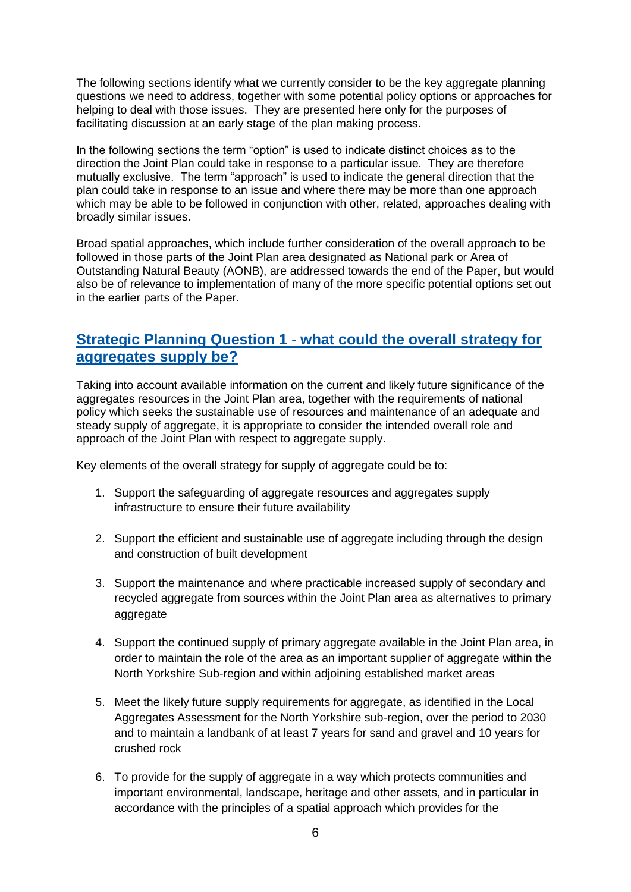The following sections identify what we currently consider to be the key aggregate planning questions we need to address, together with some potential policy options or approaches for helping to deal with those issues. They are presented here only for the purposes of facilitating discussion at an early stage of the plan making process.

In the following sections the term "option" is used to indicate distinct choices as to the direction the Joint Plan could take in response to a particular issue. They are therefore mutually exclusive. The term "approach" is used to indicate the general direction that the plan could take in response to an issue and where there may be more than one approach which may be able to be followed in conjunction with other, related, approaches dealing with broadly similar issues.

Broad spatial approaches, which include further consideration of the overall approach to be followed in those parts of the Joint Plan area designated as National park or Area of Outstanding Natural Beauty (AONB), are addressed towards the end of the Paper, but would also be of relevance to implementation of many of the more specific potential options set out in the earlier parts of the Paper.

## Strategic Planning Question 1 - what could the overall strategy for aggregates supply be?

Taking into account available information on the current and likely future significance of the aggregates resources in the Joint Plan area, together with the requirements of national policy which seeks the sustainable use of resources and maintenance of an adequate and steady supply of aggregate, it is appropriate to consider the intended overall role and approach of the Joint Plan with respect to aggregate supply.

Key elements of the overall strategy for supply of aggregate could be to:

1. Support the safeguarding of aggregate resources and aggregates supply infrastructure to ensure their future availability

2. Support the efficient and sustainable use of aggregate including through the design and construction of built development

3. Support the maintenance and where practicable increased supply of secondary and recycled aggregate from sources within the Joint Plan area as alternatives to primary aggregate

4. Support the continued supply of primary aggregate available in the Joint Plan area, in order to maintain the role of the area as an important supplier of aggregate within the North Yorkshire Sub-region and within adjoining established market areas

5. Meet the likely future supply requirements for aggregate, as identified in the Local Aggregates Assessment for the North Yorkshire sub-region, over the period to 2030 and to maintain a landbank of at least 7 years for sand and gravel and 10 years for crushed rock

6. To provide for the supply of aggregate in a way which protects communities and important environmental, landscape, heritage and other assets, and in particular in accordance with the principles of a spatial approach which provides for the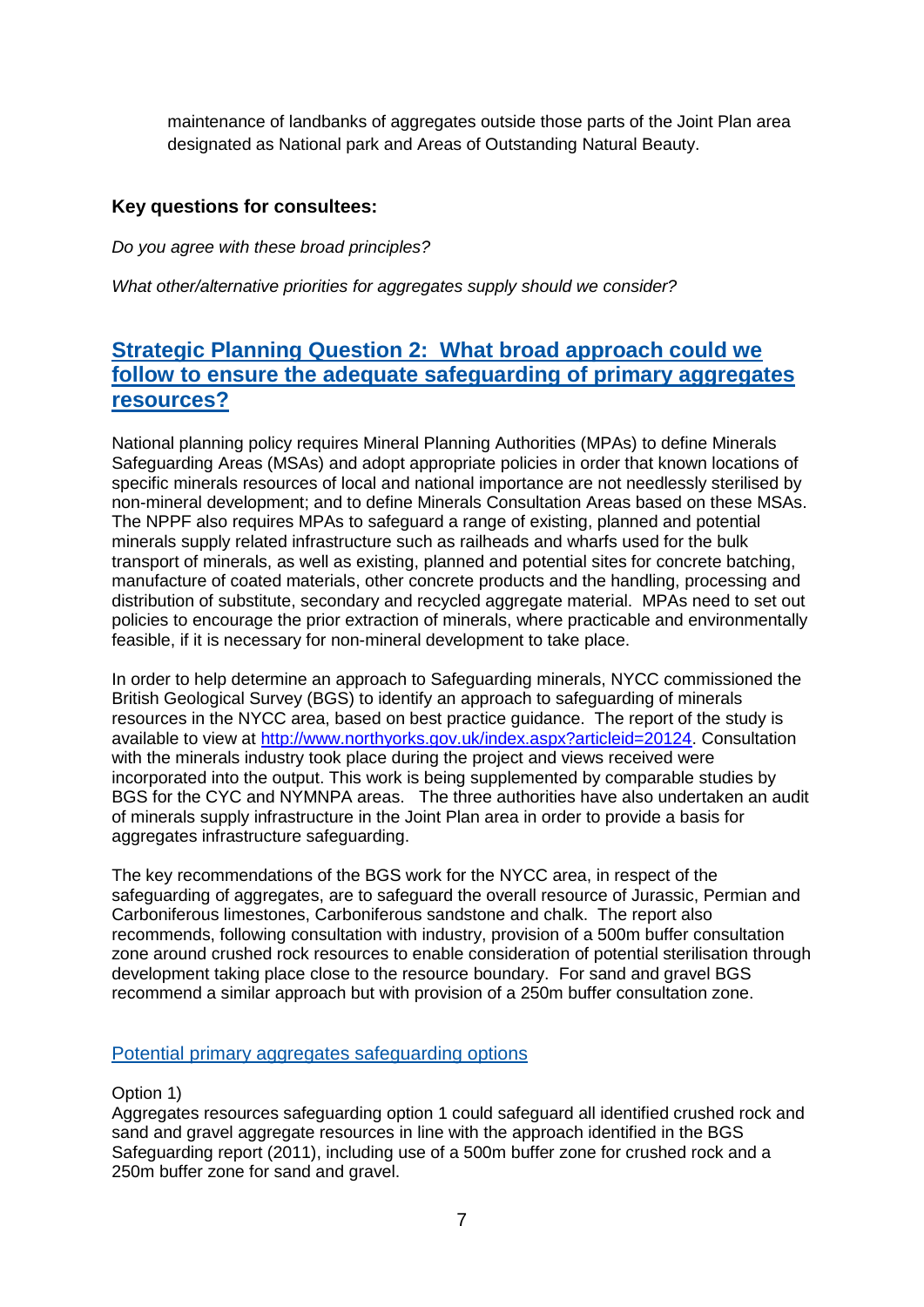maintenance of landbanks of aggregates outside those parts of the Joint Plan area designated as National park and Areas of Outstanding Natural Beauty.

**Key questions for consultees:**

*Do you agree with these broad principles?*

*What other/alternative priorities for aggregates supply should we consider?*

## Strategic Planning Question 2: What broad approach could we follow to ensure the adequate safeguarding of primary aggregates resources?

National planning policy requires Mineral Planning Authorities (MPAs) to define Minerals Safeguarding Areas (MSAs) and adopt appropriate policies in order that known locations of specific minerals resources of local and national importance are not needlessly sterilised by non-mineral development; and to define Minerals Consultation Areas based on these MSAs. The NPPF also requires MPAs to safeguard a range of existing, planned and potential minerals supply related infrastructure such as railheads and wharfs used for the bulk transport of minerals, as well as existing, planned and potential sites for concrete batching, manufacture of coated materials, other concrete products and the handling, processing and distribution of substitute, secondary and recycled aggregate material. MPAs need to set out policies to encourage the prior extraction of minerals, where practicable and environmentally feasible, if it is necessary for non-mineral development to take place.

In order to help determine an approach to Safeguarding minerals, NYCC commissioned the British Geological Survey (BGS) to identify an approach to safeguarding of minerals resources in the NYCC area, based on best practice guidance. The report of the study is available to view at http://www.northyorks.gov.uk/index.aspx?articleid=20124. Consultation with the minerals industry took place during the project and views received were incorporated into the output. This work is being supplemented by comparable studies by BGS for the CYC and NYMNPA areas. The three authorities have also undertaken an audit of minerals supply infrastructure in the Joint Plan area in order to provide a basis for aggregates infrastructure safeguarding.

The key recommendations of the BGS work for the NYCC area, in respect of the safeguarding of aggregates, are to safeguard the overall resource of Jurassic, Permian and Carboniferous limestones, Carboniferous sandstone and chalk. The report also recommends, following consultation with industry, provision of a 500m buffer consultation zone around crushed rock resources to enable consideration of potential sterilisation through development taking place close to the resource boundary. For sand and gravel BGS recommend a similar approach but with provision of a 250m buffer consultation zone.

### Potential primary aggregates safeguarding options

Option 1)
Aggregates resources safeguarding option 1 could safeguard all identified crushed rock and sand and gravel aggregate resources in line with the approach identified in the BGS Safeguarding report (2011), including use of a 500m buffer zone for crushed rock and a 250m buffer zone for sand and gravel.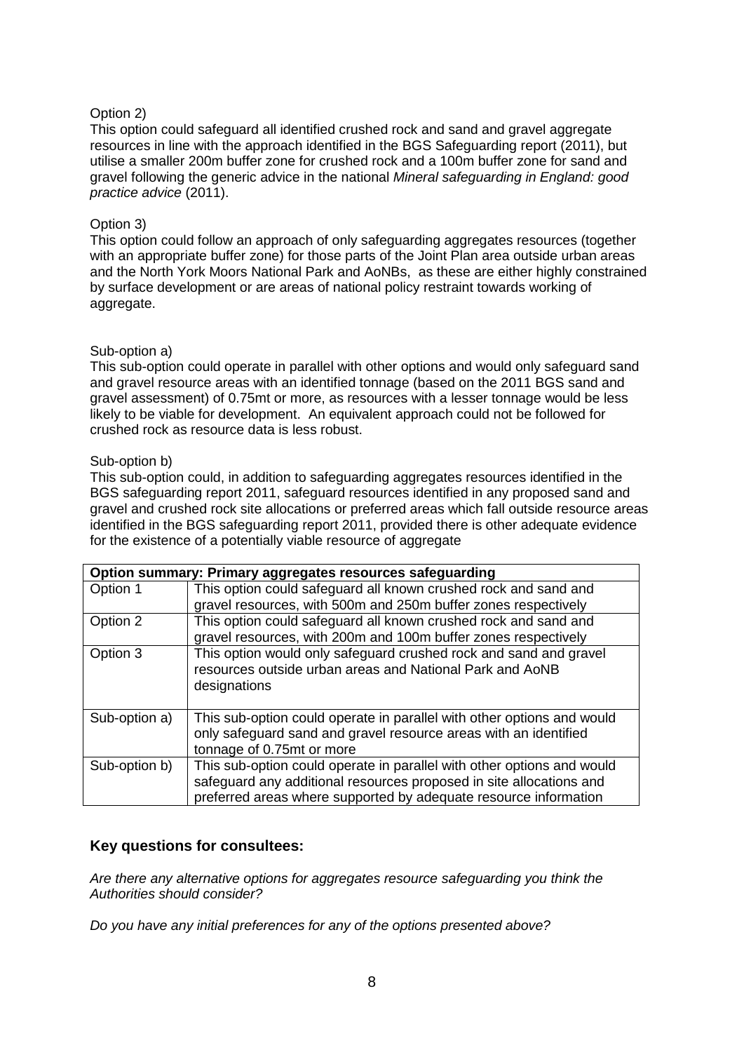Option 2)

This option could safeguard all identified crushed rock and sand and gravel aggregate resources in line with the approach identified in the BGS Safeguarding report (2011), but utilise a smaller 200m buffer zone for crushed rock and a 100m buffer zone for sand and gravel following the generic advice in the national *Mineral safeguarding in England: good practice advice* (2011).

Option 3)

This option could follow an approach of only safeguarding aggregates resources (together with an appropriate buffer zone) for those parts of the Joint Plan area outside urban areas and the North York Moors National Park and AoNBs, as these are either highly constrained by surface development or are areas of national policy restraint towards working of aggregate.

Sub-option a)

This sub-option could operate in parallel with other options and would only safeguard sand and gravel resource areas with an identified tonnage (based on the 2011 BGS sand and gravel assessment) of 0.75mt or more, as resources with a lesser tonnage would be less likely to be viable for development. An equivalent approach could not be followed for crushed rock as resource data is less robust.

Sub-option b)

This sub-option could, in addition to safeguarding aggregates resources identified in the BGS safeguarding report 2011, safeguard resources identified in any proposed sand and gravel and crushed rock site allocations or preferred areas which fall outside resource areas identified in the BGS safeguarding report 2011, provided there is other adequate evidence for the existence of a potentially viable resource of aggregate

| **Option summary: Primary aggregates resources safeguarding** | |
|---|---|
| Option 1 | This option could safeguard all known crushed rock and sand and gravel resources, with 500m and 250m buffer zones respectively |
| Option 2 | This option could safeguard all known crushed rock and sand and gravel resources, with 200m and 100m buffer zones respectively |
| Option 3 | This option would only safeguard crushed rock and sand and gravel resources outside urban areas and National Park and AoNB designations |
| Sub-option a) | This sub-option could operate in parallel with other options and would only safeguard sand and gravel resource areas with an identified tonnage of 0.75mt or more |
| Sub-option b) | This sub-option could operate in parallel with other options and would safeguard any additional resources proposed in site allocations and preferred areas where supported by adequate resource information |

### Key questions for consultees:

*Are there any alternative options for aggregates resource safeguarding you think the Authorities should consider?*

*Do you have any initial preferences for any of the options presented above?*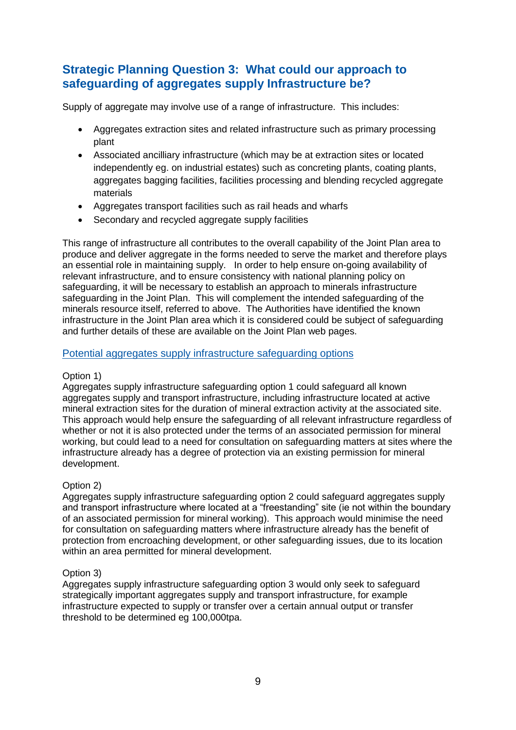## Strategic Planning Question 3: What could our approach to safeguarding of aggregates supply Infrastructure be?

Supply of aggregate may involve use of a range of infrastructure. This includes:

- Aggregates extraction sites and related infrastructure such as primary processing plant
- Associated ancilliary infrastructure (which may be at extraction sites or located independently eg. on industrial estates) such as concreting plants, coating plants, aggregates bagging facilities, facilities processing and blending recycled aggregate materials
- Aggregates transport facilities such as rail heads and wharfs
- Secondary and recycled aggregate supply facilities

This range of infrastructure all contributes to the overall capability of the Joint Plan area to produce and deliver aggregate in the forms needed to serve the market and therefore plays an essential role in maintaining supply. In order to help ensure on-going availability of relevant infrastructure, and to ensure consistency with national planning policy on safeguarding, it will be necessary to establish an approach to minerals infrastructure safeguarding in the Joint Plan. This will complement the intended safeguarding of the minerals resource itself, referred to above. The Authorities have identified the known infrastructure in the Joint Plan area which it is considered could be subject of safeguarding and further details of these are available on the Joint Plan web pages.

### Potential aggregates supply infrastructure safeguarding options

Option 1)
Aggregates supply infrastructure safeguarding option 1 could safeguard all known aggregates supply and transport infrastructure, including infrastructure located at active mineral extraction sites for the duration of mineral extraction activity at the associated site. This approach would help ensure the safeguarding of all relevant infrastructure regardless of whether or not it is also protected under the terms of an associated permission for mineral working, but could lead to a need for consultation on safeguarding matters at sites where the infrastructure already has a degree of protection via an existing permission for mineral development.

Option 2)
Aggregates supply infrastructure safeguarding option 2 could safeguard aggregates supply and transport infrastructure where located at a "freestanding" site (ie not within the boundary of an associated permission for mineral working). This approach would minimise the need for consultation on safeguarding matters where infrastructure already has the benefit of protection from encroaching development, or other safeguarding issues, due to its location within an area permitted for mineral development.

Option 3)
Aggregates supply infrastructure safeguarding option 3 would only seek to safeguard strategically important aggregates supply and transport infrastructure, for example infrastructure expected to supply or transfer over a certain annual output or transfer threshold to be determined eg 100,000tpa.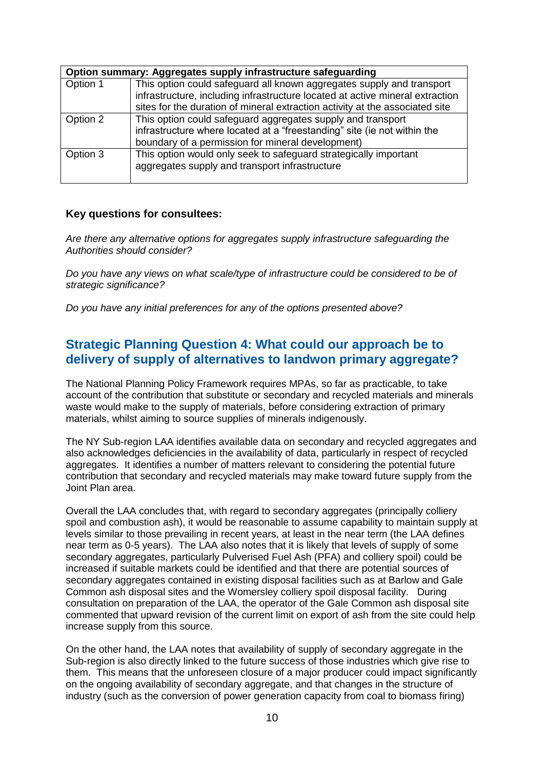| Option summary: Aggregates supply infrastructure safeguarding | |
|---|---|
| Option 1 | This option could safeguard all known aggregates supply and transport infrastructure, including infrastructure located at active mineral extraction sites for the duration of mineral extraction activity at the associated site |
| Option 2 | This option could safeguard aggregates supply and transport infrastructure where located at a "freestanding" site (ie not within the boundary of a permission for mineral development) |
| Option 3 | This option would only seek to safeguard strategically important aggregates supply and transport infrastructure |

**Key questions for consultees:**

*Are there any alternative options for aggregates supply infrastructure safeguarding the Authorities should consider?*

*Do you have any views on what scale/type of infrastructure could be considered to be of strategic significance?*

*Do you have any initial preferences for any of the options presented above?*

## Strategic Planning Question 4: What could our approach be to delivery of supply of alternatives to landwon primary aggregate?

The National Planning Policy Framework requires MPAs, so far as practicable, to take account of the contribution that substitute or secondary and recycled materials and minerals waste would make to the supply of materials, before considering extraction of primary materials, whilst aiming to source supplies of minerals indigenously.

The NY Sub-region LAA identifies available data on secondary and recycled aggregates and also acknowledges deficiencies in the availability of data, particularly in respect of recycled aggregates. It identifies a number of matters relevant to considering the potential future contribution that secondary and recycled materials may make toward future supply from the Joint Plan area.

Overall the LAA concludes that, with regard to secondary aggregates (principally colliery spoil and combustion ash), it would be reasonable to assume capability to maintain supply at levels similar to those prevailing in recent years, at least in the near term (the LAA defines near term as 0-5 years). The LAA also notes that it is likely that levels of supply of some secondary aggregates, particularly Pulverised Fuel Ash (PFA) and colliery spoil) could be increased if suitable markets could be identified and that there are potential sources of secondary aggregates contained in existing disposal facilities such as at Barlow and Gale Common ash disposal sites and the Womersley colliery spoil disposal facility. During consultation on preparation of the LAA, the operator of the Gale Common ash disposal site commented that upward revision of the current limit on export of ash from the site could help increase supply from this source.

On the other hand, the LAA notes that availability of supply of secondary aggregate in the Sub-region is also directly linked to the future success of those industries which give rise to them. This means that the unforeseen closure of a major producer could impact significantly on the ongoing availability of secondary aggregate, and that changes in the structure of industry (such as the conversion of power generation capacity from coal to biomass firing)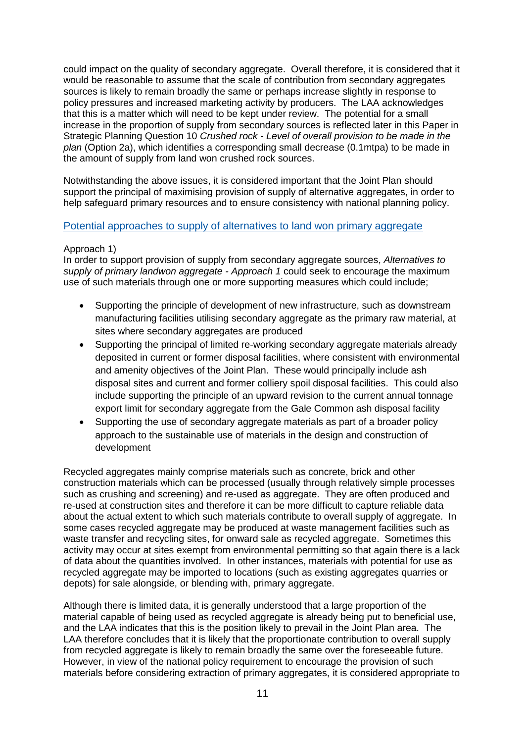could impact on the quality of secondary aggregate. Overall therefore, it is considered that it would be reasonable to assume that the scale of contribution from secondary aggregates sources is likely to remain broadly the same or perhaps increase slightly in response to policy pressures and increased marketing activity by producers. The LAA acknowledges that this is a matter which will need to be kept under review. The potential for a small increase in the proportion of supply from secondary sources is reflected later in this Paper in Strategic Planning Question 10 *Crushed rock - Level of overall provision to be made in the plan* (Option 2a), which identifies a corresponding small decrease (0.1mtpa) to be made in the amount of supply from land won crushed rock sources.

Notwithstanding the above issues, it is considered important that the Joint Plan should support the principal of maximising provision of supply of alternative aggregates, in order to help safeguard primary resources and to ensure consistency with national planning policy.

## Potential approaches to supply of alternatives to land won primary aggregate

Approach 1)
In order to support provision of supply from secondary aggregate sources, *Alternatives to supply of primary landwon aggregate - Approach 1* could seek to encourage the maximum use of such materials through one or more supporting measures which could include;

- Supporting the principle of development of new infrastructure, such as downstream manufacturing facilities utilising secondary aggregate as the primary raw material, at sites where secondary aggregates are produced
- Supporting the principal of limited re-working secondary aggregate materials already deposited in current or former disposal facilities, where consistent with environmental and amenity objectives of the Joint Plan. These would principally include ash disposal sites and current and former colliery spoil disposal facilities. This could also include supporting the principle of an upward revision to the current annual tonnage export limit for secondary aggregate from the Gale Common ash disposal facility
- Supporting the use of secondary aggregate materials as part of a broader policy approach to the sustainable use of materials in the design and construction of development

Recycled aggregates mainly comprise materials such as concrete, brick and other construction materials which can be processed (usually through relatively simple processes such as crushing and screening) and re-used as aggregate. They are often produced and re-used at construction sites and therefore it can be more difficult to capture reliable data about the actual extent to which such materials contribute to overall supply of aggregate. In some cases recycled aggregate may be produced at waste management facilities such as waste transfer and recycling sites, for onward sale as recycled aggregate. Sometimes this activity may occur at sites exempt from environmental permitting so that again there is a lack of data about the quantities involved. In other instances, materials with potential for use as recycled aggregate may be imported to locations (such as existing aggregates quarries or depots) for sale alongside, or blending with, primary aggregate.

Although there is limited data, it is generally understood that a large proportion of the material capable of being used as recycled aggregate is already being put to beneficial use, and the LAA indicates that this is the position likely to prevail in the Joint Plan area. The LAA therefore concludes that it is likely that the proportionate contribution to overall supply from recycled aggregate is likely to remain broadly the same over the foreseeable future. However, in view of the national policy requirement to encourage the provision of such materials before considering extraction of primary aggregates, it is considered appropriate to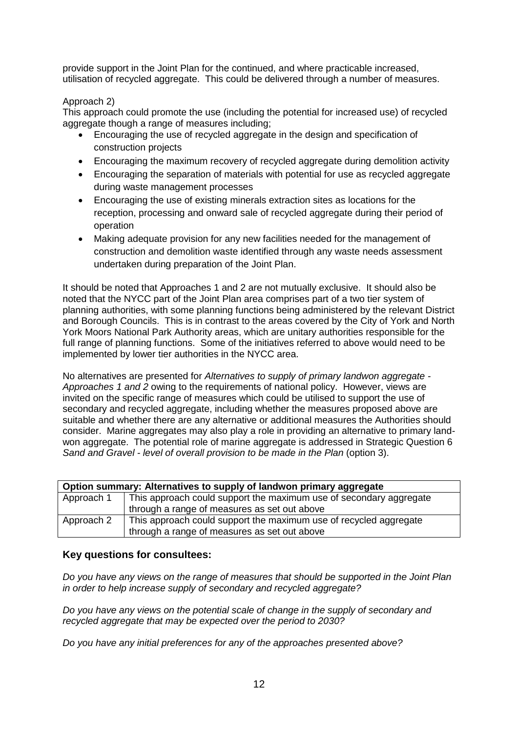provide support in the Joint Plan for the continued, and where practicable increased, utilisation of recycled aggregate. This could be delivered through a number of measures.

Approach 2)

This approach could promote the use (including the potential for increased use) of recycled aggregate though a range of measures including;

- Encouraging the use of recycled aggregate in the design and specification of construction projects
- Encouraging the maximum recovery of recycled aggregate during demolition activity
- Encouraging the separation of materials with potential for use as recycled aggregate during waste management processes
- Encouraging the use of existing minerals extraction sites as locations for the reception, processing and onward sale of recycled aggregate during their period of operation
- Making adequate provision for any new facilities needed for the management of construction and demolition waste identified through any waste needs assessment undertaken during preparation of the Joint Plan.

It should be noted that Approaches 1 and 2 are not mutually exclusive. It should also be noted that the NYCC part of the Joint Plan area comprises part of a two tier system of planning authorities, with some planning functions being administered by the relevant District and Borough Councils. This is in contrast to the areas covered by the City of York and North York Moors National Park Authority areas, which are unitary authorities responsible for the full range of planning functions. Some of the initiatives referred to above would need to be implemented by lower tier authorities in the NYCC area.

No alternatives are presented for *Alternatives to supply of primary landwon aggregate - Approaches 1 and 2* owing to the requirements of national policy. However, views are invited on the specific range of measures which could be utilised to support the use of secondary and recycled aggregate, including whether the measures proposed above are suitable and whether there are any alternative or additional measures the Authorities should consider. Marine aggregates may also play a role in providing an alternative to primary land-won aggregate. The potential role of marine aggregate is addressed in Strategic Question 6 *Sand and Gravel - level of overall provision to be made in the Plan* (option 3).

| **Option summary: Alternatives to supply of landwon primary aggregate** | |
|---|---|
| Approach 1 | This approach could support the maximum use of secondary aggregate through a range of measures as set out above |
| Approach 2 | This approach could support the maximum use of recycled aggregate through a range of measures as set out above |

### Key questions for consultees:

*Do you have any views on the range of measures that should be supported in the Joint Plan in order to help increase supply of secondary and recycled aggregate?*

*Do you have any views on the potential scale of change in the supply of secondary and recycled aggregate that may be expected over the period to 2030?*

*Do you have any initial preferences for any of the approaches presented above?*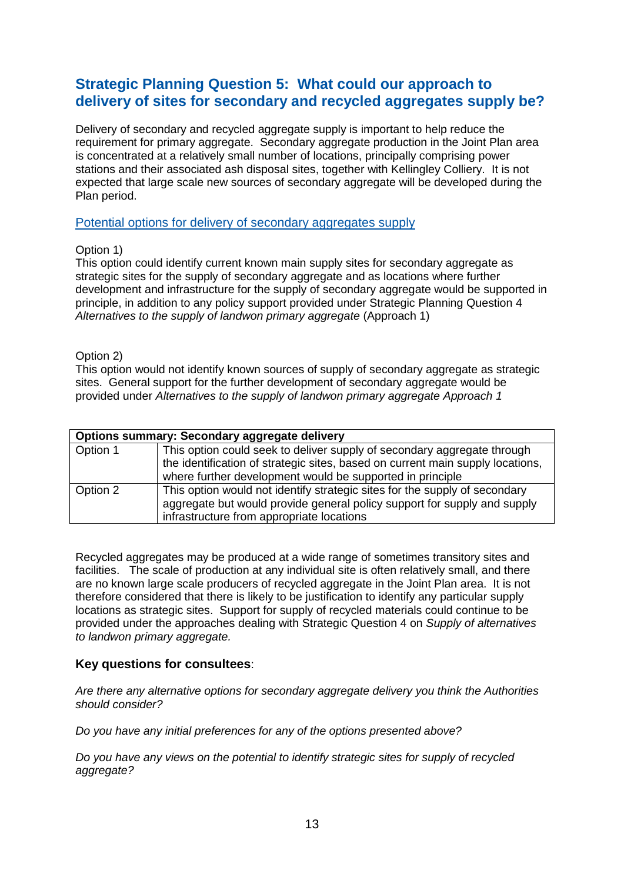## Strategic Planning Question 5: What could our approach to delivery of sites for secondary and recycled aggregates supply be?

Delivery of secondary and recycled aggregate supply is important to help reduce the requirement for primary aggregate. Secondary aggregate production in the Joint Plan area is concentrated at a relatively small number of locations, principally comprising power stations and their associated ash disposal sites, together with Kellingley Colliery. It is not expected that large scale new sources of secondary aggregate will be developed during the Plan period.

Potential options for delivery of secondary aggregates supply

Option 1)
This option could identify current known main supply sites for secondary aggregate as strategic sites for the supply of secondary aggregate and as locations where further development and infrastructure for the supply of secondary aggregate would be supported in principle, in addition to any policy support provided under Strategic Planning Question 4 *Alternatives to the supply of landwon primary aggregate* (Approach 1)

Option 2)
This option would not identify known sources of supply of secondary aggregate as strategic sites. General support for the further development of secondary aggregate would be provided under *Alternatives to the supply of landwon primary aggregate Approach 1*

| **Options summary: Secondary aggregate delivery** | |
|---|---|
| Option 1 | This option could seek to deliver supply of secondary aggregate through the identification of strategic sites, based on current main supply locations, where further development would be supported in principle |
| Option 2 | This option would not identify strategic sites for the supply of secondary aggregate but would provide general policy support for supply and supply infrastructure from appropriate locations |

Recycled aggregates may be produced at a wide range of sometimes transitory sites and facilities. The scale of production at any individual site is often relatively small, and there are no known large scale producers of recycled aggregate in the Joint Plan area. It is not therefore considered that there is likely to be justification to identify any particular supply locations as strategic sites. Support for supply of recycled materials could continue to be provided under the approaches dealing with Strategic Question 4 on *Supply of alternatives to landwon primary aggregate.*

### Key questions for consultees:

*Are there any alternative options for secondary aggregate delivery you think the Authorities should consider?*

*Do you have any initial preferences for any of the options presented above?*

*Do you have any views on the potential to identify strategic sites for supply of recycled aggregate?*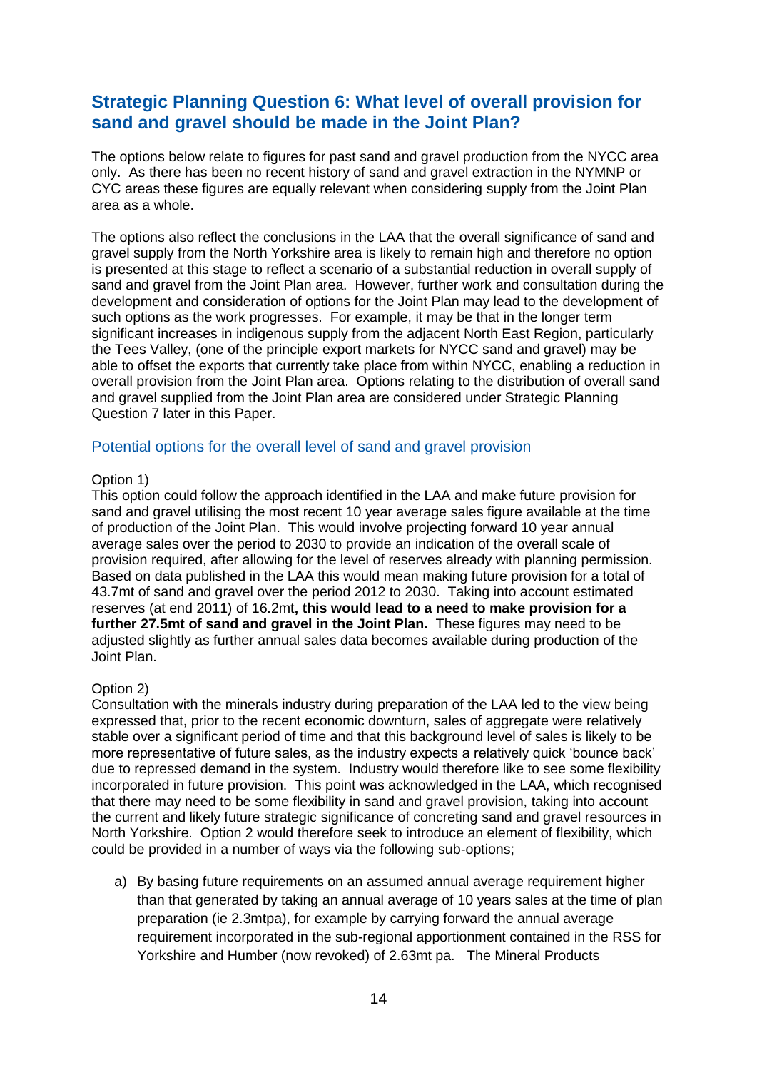## Strategic Planning Question 6: What level of overall provision for sand and gravel should be made in the Joint Plan?

The options below relate to figures for past sand and gravel production from the NYCC area only. As there has been no recent history of sand and gravel extraction in the NYMNP or CYC areas these figures are equally relevant when considering supply from the Joint Plan area as a whole.

The options also reflect the conclusions in the LAA that the overall significance of sand and gravel supply from the North Yorkshire area is likely to remain high and therefore no option is presented at this stage to reflect a scenario of a substantial reduction in overall supply of sand and gravel from the Joint Plan area. However, further work and consultation during the development and consideration of options for the Joint Plan may lead to the development of such options as the work progresses. For example, it may be that in the longer term significant increases in indigenous supply from the adjacent North East Region, particularly the Tees Valley, (one of the principle export markets for NYCC sand and gravel) may be able to offset the exports that currently take place from within NYCC, enabling a reduction in overall provision from the Joint Plan area. Options relating to the distribution of overall sand and gravel supplied from the Joint Plan area are considered under Strategic Planning Question 7 later in this Paper.

### Potential options for the overall level of sand and gravel provision

Option 1)
This option could follow the approach identified in the LAA and make future provision for sand and gravel utilising the most recent 10 year average sales figure available at the time of production of the Joint Plan. This would involve projecting forward 10 year annual average sales over the period to 2030 to provide an indication of the overall scale of provision required, after allowing for the level of reserves already with planning permission. Based on data published in the LAA this would mean making future provision for a total of 43.7mt of sand and gravel over the period 2012 to 2030. Taking into account estimated reserves (at end 2011) of 16.2mt**, this would lead to a need to make provision for a further 27.5mt of sand and gravel in the Joint Plan.** These figures may need to be adjusted slightly as further annual sales data becomes available during production of the Joint Plan.

Option 2)
Consultation with the minerals industry during preparation of the LAA led to the view being expressed that, prior to the recent economic downturn, sales of aggregate were relatively stable over a significant period of time and that this background level of sales is likely to be more representative of future sales, as the industry expects a relatively quick 'bounce back' due to repressed demand in the system. Industry would therefore like to see some flexibility incorporated in future provision. This point was acknowledged in the LAA, which recognised that there may need to be some flexibility in sand and gravel provision, taking into account the current and likely future strategic significance of concreting sand and gravel resources in North Yorkshire. Option 2 would therefore seek to introduce an element of flexibility, which could be provided in a number of ways via the following sub-options;

a) By basing future requirements on an assumed annual average requirement higher than that generated by taking an annual average of 10 years sales at the time of plan preparation (ie 2.3mtpa), for example by carrying forward the annual average requirement incorporated in the sub-regional apportionment contained in the RSS for Yorkshire and Humber (now revoked) of 2.63mt pa. The Mineral Products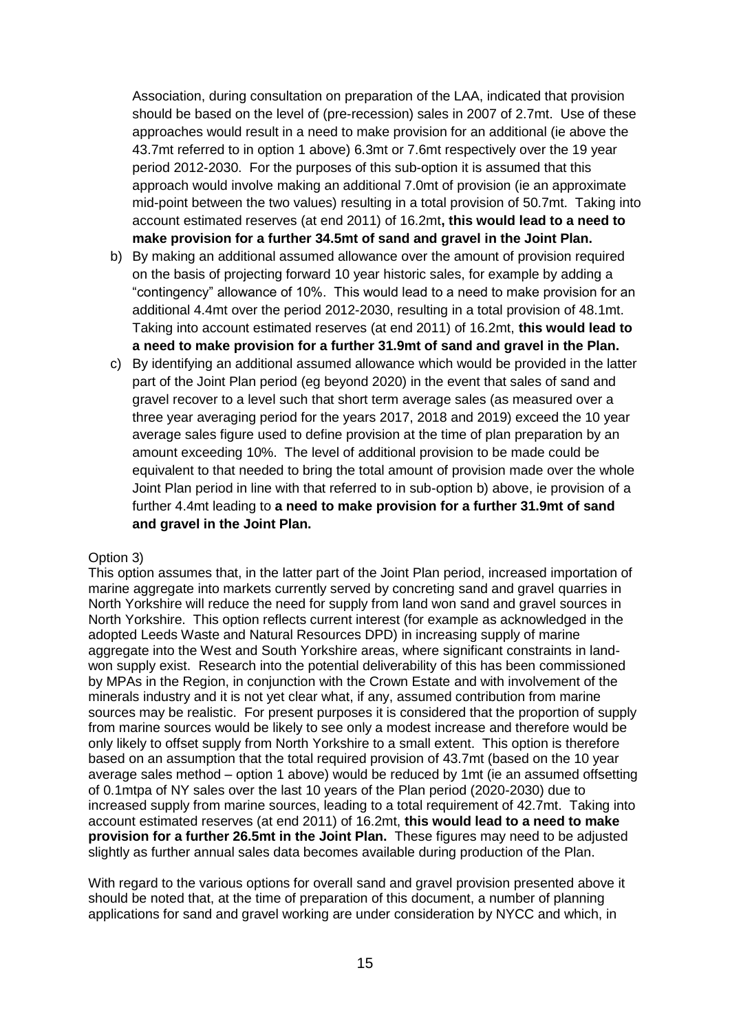Association, during consultation on preparation of the LAA, indicated that provision should be based on the level of (pre-recession) sales in 2007 of 2.7mt. Use of these approaches would result in a need to make provision for an additional (ie above the 43.7mt referred to in option 1 above) 6.3mt or 7.6mt respectively over the 19 year period 2012-2030. For the purposes of this sub-option it is assumed that this approach would involve making an additional 7.0mt of provision (ie an approximate mid-point between the two values) resulting in a total provision of 50.7mt. Taking into account estimated reserves (at end 2011) of 16.2mt**, this would lead to a need to make provision for a further 34.5mt of sand and gravel in the Joint Plan.**

b) By making an additional assumed allowance over the amount of provision required on the basis of projecting forward 10 year historic sales, for example by adding a "contingency" allowance of 10%. This would lead to a need to make provision for an additional 4.4mt over the period 2012-2030, resulting in a total provision of 48.1mt. Taking into account estimated reserves (at end 2011) of 16.2mt, **this would lead to a need to make provision for a further 31.9mt of sand and gravel in the Plan.**

c) By identifying an additional assumed allowance which would be provided in the latter part of the Joint Plan period (eg beyond 2020) in the event that sales of sand and gravel recover to a level such that short term average sales (as measured over a three year averaging period for the years 2017, 2018 and 2019) exceed the 10 year average sales figure used to define provision at the time of plan preparation by an amount exceeding 10%. The level of additional provision to be made could be equivalent to that needed to bring the total amount of provision made over the whole Joint Plan period in line with that referred to in sub-option b) above, ie provision of a further 4.4mt leading to **a need to make provision for a further 31.9mt of sand and gravel in the Joint Plan.**

Option 3)

This option assumes that, in the latter part of the Joint Plan period, increased importation of marine aggregate into markets currently served by concreting sand and gravel quarries in North Yorkshire will reduce the need for supply from land won sand and gravel sources in North Yorkshire. This option reflects current interest (for example as acknowledged in the adopted Leeds Waste and Natural Resources DPD) in increasing supply of marine aggregate into the West and South Yorkshire areas, where significant constraints in land-won supply exist. Research into the potential deliverability of this has been commissioned by MPAs in the Region, in conjunction with the Crown Estate and with involvement of the minerals industry and it is not yet clear what, if any, assumed contribution from marine sources may be realistic. For present purposes it is considered that the proportion of supply from marine sources would be likely to see only a modest increase and therefore would be only likely to offset supply from North Yorkshire to a small extent. This option is therefore based on an assumption that the total required provision of 43.7mt (based on the 10 year average sales method – option 1 above) would be reduced by 1mt (ie an assumed offsetting of 0.1mtpa of NY sales over the last 10 years of the Plan period (2020-2030) due to increased supply from marine sources, leading to a total requirement of 42.7mt. Taking into account estimated reserves (at end 2011) of 16.2mt, **this would lead to a need to make provision for a further 26.5mt in the Joint Plan.** These figures may need to be adjusted slightly as further annual sales data becomes available during production of the Plan.

With regard to the various options for overall sand and gravel provision presented above it should be noted that, at the time of preparation of this document, a number of planning applications for sand and gravel working are under consideration by NYCC and which, in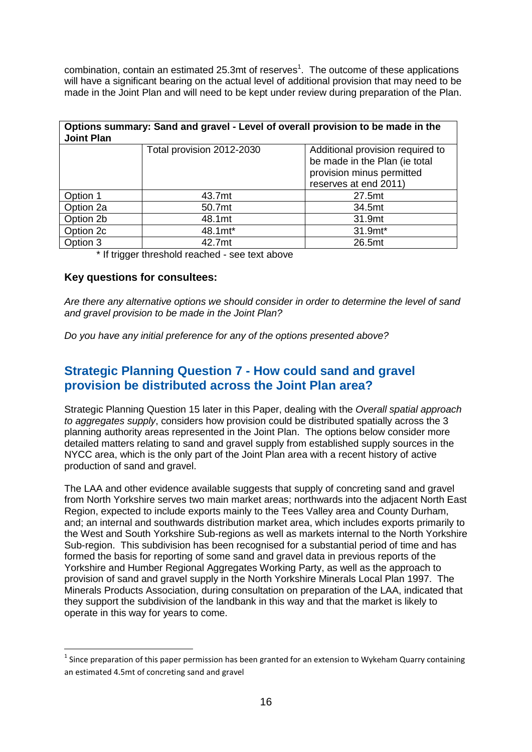combination, contain an estimated 25.3mt of reserves[1]. The outcome of these applications will have a significant bearing on the actual level of additional provision that may need to be made in the Joint Plan and will need to be kept under review during preparation of the Plan.

| **Options summary: Sand and gravel - Level of overall provision to be made in the Joint Plan** | | |
|---|---|---|
| | Total provision 2012-2030 | Additional provision required to be made in the Plan (ie total provision minus permitted reserves at end 2011) |
| Option 1 | 43.7mt | 27.5mt |
| Option 2a | 50.7mt | 34.5mt |
| Option 2b | 48.1mt | 31.9mt |
| Option 2c | 48.1mt* | 31.9mt* |
| Option 3 | 42.7mt | 26.5mt |

\* If trigger threshold reached - see text above

### Key questions for consultees:

*Are there any alternative options we should consider in order to determine the level of sand and gravel provision to be made in the Joint Plan?*

*Do you have any initial preference for any of the options presented above?*

## Strategic Planning Question 7 - How could sand and gravel provision be distributed across the Joint Plan area?

Strategic Planning Question 15 later in this Paper, dealing with the *Overall spatial approach to aggregates supply*, considers how provision could be distributed spatially across the 3 planning authority areas represented in the Joint Plan. The options below consider more detailed matters relating to sand and gravel supply from established supply sources in the NYCC area, which is the only part of the Joint Plan area with a recent history of active production of sand and gravel.

The LAA and other evidence available suggests that supply of concreting sand and gravel from North Yorkshire serves two main market areas; northwards into the adjacent North East Region, expected to include exports mainly to the Tees Valley area and County Durham, and; an internal and southwards distribution market area, which includes exports primarily to the West and South Yorkshire Sub-regions as well as markets internal to the North Yorkshire Sub-region. This subdivision has been recognised for a substantial period of time and has formed the basis for reporting of some sand and gravel data in previous reports of the Yorkshire and Humber Regional Aggregates Working Party, as well as the approach to provision of sand and gravel supply in the North Yorkshire Minerals Local Plan 1997. The Minerals Products Association, during consultation on preparation of the LAA, indicated that they support the subdivision of the landbank in this way and that the market is likely to operate in this way for years to come.

[1] Since preparation of this paper permission has been granted for an extension to Wykeham Quarry containing an estimated 4.5mt of concreting sand and gravel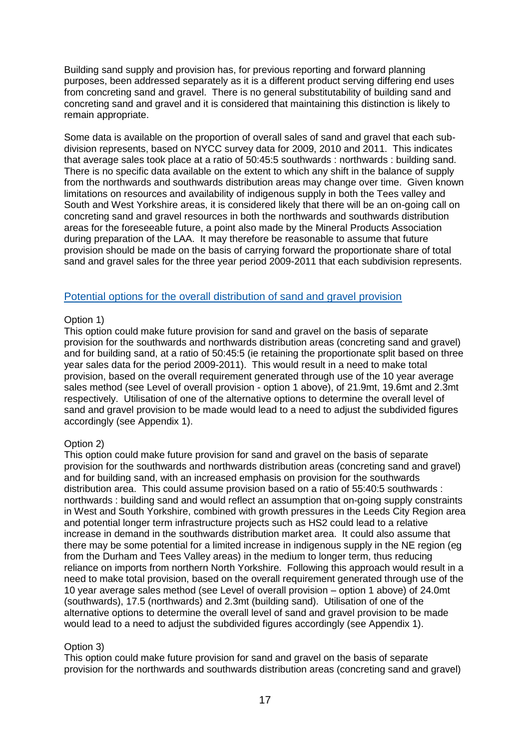Building sand supply and provision has, for previous reporting and forward planning purposes, been addressed separately as it is a different product serving differing end uses from concreting sand and gravel. There is no general substitutability of building sand and concreting sand and gravel and it is considered that maintaining this distinction is likely to remain appropriate.

Some data is available on the proportion of overall sales of sand and gravel that each sub-division represents, based on NYCC survey data for 2009, 2010 and 2011. This indicates that average sales took place at a ratio of 50:45:5 southwards : northwards : building sand. There is no specific data available on the extent to which any shift in the balance of supply from the northwards and southwards distribution areas may change over time. Given known limitations on resources and availability of indigenous supply in both the Tees valley and South and West Yorkshire areas, it is considered likely that there will be an on-going call on concreting sand and gravel resources in both the northwards and southwards distribution areas for the foreseeable future, a point also made by the Mineral Products Association during preparation of the LAA. It may therefore be reasonable to assume that future provision should be made on the basis of carrying forward the proportionate share of total sand and gravel sales for the three year period 2009-2011 that each subdivision represents.

## Potential options for the overall distribution of sand and gravel provision

Option 1)

This option could make future provision for sand and gravel on the basis of separate provision for the southwards and northwards distribution areas (concreting sand and gravel) and for building sand, at a ratio of 50:45:5 (ie retaining the proportionate split based on three year sales data for the period 2009-2011). This would result in a need to make total provision, based on the overall requirement generated through use of the 10 year average sales method (see Level of overall provision - option 1 above), of 21.9mt, 19.6mt and 2.3mt respectively. Utilisation of one of the alternative options to determine the overall level of sand and gravel provision to be made would lead to a need to adjust the subdivided figures accordingly (see Appendix 1).

Option 2)

This option could make future provision for sand and gravel on the basis of separate provision for the southwards and northwards distribution areas (concreting sand and gravel) and for building sand, with an increased emphasis on provision for the southwards distribution area. This could assume provision based on a ratio of 55:40:5 southwards : northwards : building sand and would reflect an assumption that on-going supply constraints in West and South Yorkshire, combined with growth pressures in the Leeds City Region area and potential longer term infrastructure projects such as HS2 could lead to a relative increase in demand in the southwards distribution market area. It could also assume that there may be some potential for a limited increase in indigenous supply in the NE region (eg from the Durham and Tees Valley areas) in the medium to longer term, thus reducing reliance on imports from northern North Yorkshire. Following this approach would result in a need to make total provision, based on the overall requirement generated through use of the 10 year average sales method (see Level of overall provision – option 1 above) of 24.0mt (southwards), 17.5 (northwards) and 2.3mt (building sand). Utilisation of one of the alternative options to determine the overall level of sand and gravel provision to be made would lead to a need to adjust the subdivided figures accordingly (see Appendix 1).

Option 3)

This option could make future provision for sand and gravel on the basis of separate provision for the northwards and southwards distribution areas (concreting sand and gravel)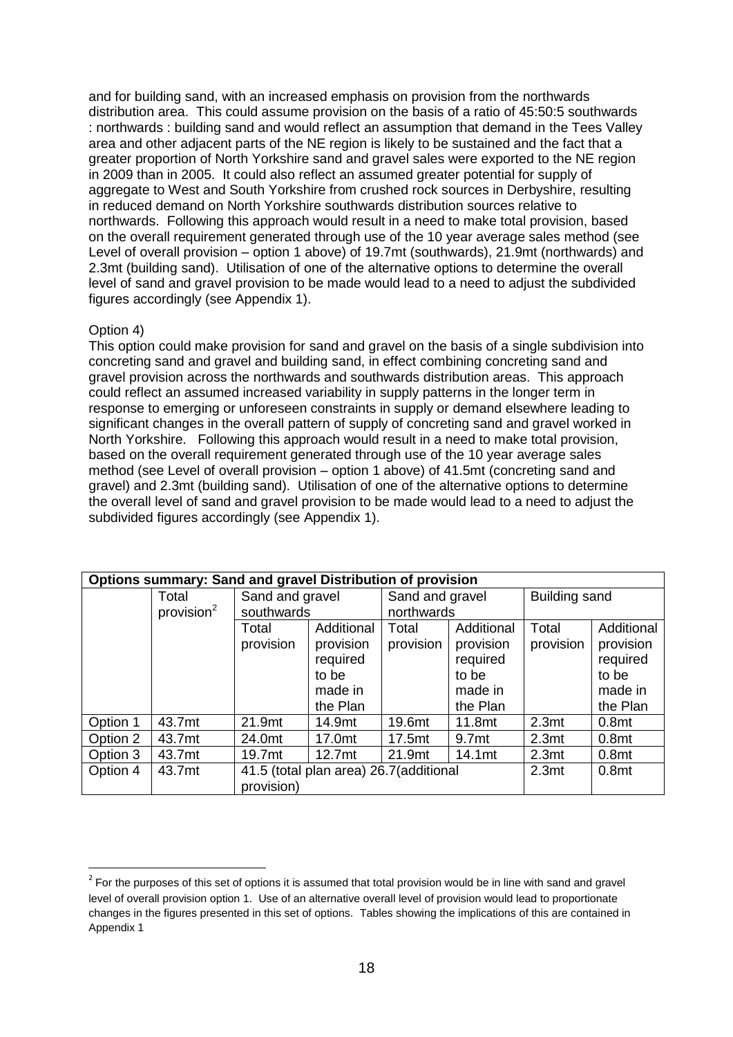and for building sand, with an increased emphasis on provision from the northwards distribution area. This could assume provision on the basis of a ratio of 45:50:5 southwards : northwards : building sand and would reflect an assumption that demand in the Tees Valley area and other adjacent parts of the NE region is likely to be sustained and the fact that a greater proportion of North Yorkshire sand and gravel sales were exported to the NE region in 2009 than in 2005. It could also reflect an assumed greater potential for supply of aggregate to West and South Yorkshire from crushed rock sources in Derbyshire, resulting in reduced demand on North Yorkshire southwards distribution sources relative to northwards. Following this approach would result in a need to make total provision, based on the overall requirement generated through use of the 10 year average sales method (see Level of overall provision – option 1 above) of 19.7mt (southwards), 21.9mt (northwards) and 2.3mt (building sand). Utilisation of one of the alternative options to determine the overall level of sand and gravel provision to be made would lead to a need to adjust the subdivided figures accordingly (see Appendix 1).

Option 4)

This option could make provision for sand and gravel on the basis of a single subdivision into concreting sand and gravel and building sand, in effect combining concreting sand and gravel provision across the northwards and southwards distribution areas. This approach could reflect an assumed increased variability in supply patterns in the longer term in response to emerging or unforeseen constraints in supply or demand elsewhere leading to significant changes in the overall pattern of supply of concreting sand and gravel worked in North Yorkshire. Following this approach would result in a need to make total provision, based on the overall requirement generated through use of the 10 year average sales method (see Level of overall provision – option 1 above) of 41.5mt (concreting sand and gravel) and 2.3mt (building sand). Utilisation of one of the alternative options to determine the overall level of sand and gravel provision to be made would lead to a need to adjust the subdivided figures accordingly (see Appendix 1).

| Options summary: Sand and gravel Distribution of provision | | | | | | | |
|---|---|---|---|---|---|---|---|
| | Total provision[2] | Sand and gravel southwards | | Sand and gravel northwards | | Building sand | |
| | | Total provision | Additional provision required to be made in the Plan | Total provision | Additional provision required to be made in the Plan | Total provision | Additional provision required to be made in the Plan |
| Option 1 | 43.7mt | 21.9mt | 14.9mt | 19.6mt | 11.8mt | 2.3mt | 0.8mt |
| Option 2 | 43.7mt | 24.0mt | 17.0mt | 17.5mt | 9.7mt | 2.3mt | 0.8mt |
| Option 3 | 43.7mt | 19.7mt | 12.7mt | 21.9mt | 14.1mt | 2.3mt | 0.8mt |
| Option 4 | 43.7mt | 41.5 (total plan area) 26.7(additional provision) | | | | 2.3mt | 0.8mt |

[2] For the purposes of this set of options it is assumed that total provision would be in line with sand and gravel level of overall provision option 1. Use of an alternative overall level of provision would lead to proportionate changes in the figures presented in this set of options. Tables showing the implications of this are contained in Appendix 1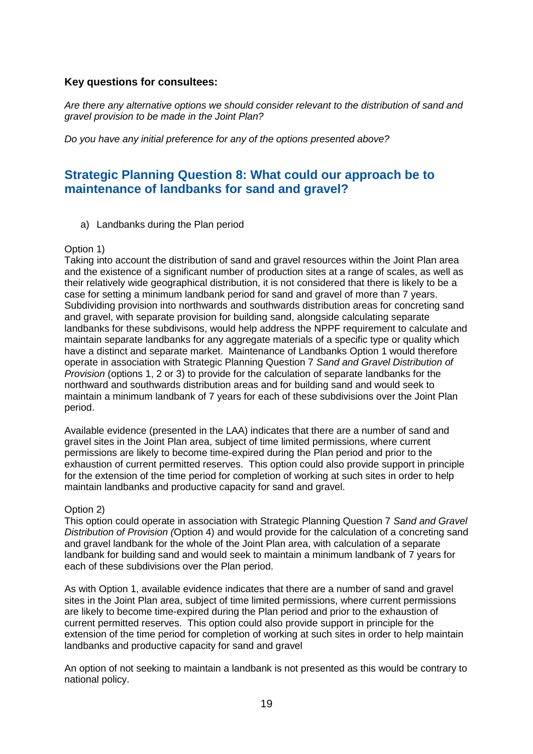**Key questions for consultees:**

*Are there any alternative options we should consider relevant to the distribution of sand and gravel provision to be made in the Joint Plan?*

*Do you have any initial preference for any of the options presented above?*

## Strategic Planning Question 8: What could our approach be to maintenance of landbanks for sand and gravel?

a) Landbanks during the Plan period

Option 1)

Taking into account the distribution of sand and gravel resources within the Joint Plan area and the existence of a significant number of production sites at a range of scales, as well as their relatively wide geographical distribution, it is not considered that there is likely to be a case for setting a minimum landbank period for sand and gravel of more than 7 years. Subdividing provision into northwards and southwards distribution areas for concreting sand and gravel, with separate provision for building sand, alongside calculating separate landbanks for these subdivisons, would help address the NPPF requirement to calculate and maintain separate landbanks for any aggregate materials of a specific type or quality which have a distinct and separate market. Maintenance of Landbanks Option 1 would therefore operate in association with Strategic Planning Question 7 *Sand and Gravel Distribution of Provision* (options 1, 2 or 3) to provide for the calculation of separate landbanks for the northward and southwards distribution areas and for building sand and would seek to maintain a minimum landbank of 7 years for each of these subdivisions over the Joint Plan period.

Available evidence (presented in the LAA) indicates that there are a number of sand and gravel sites in the Joint Plan area, subject of time limited permissions, where current permissions are likely to become time-expired during the Plan period and prior to the exhaustion of current permitted reserves. This option could also provide support in principle for the extension of the time period for completion of working at such sites in order to help maintain landbanks and productive capacity for sand and gravel.

Option 2)

This option could operate in association with Strategic Planning Question 7 *Sand and Gravel Distribution of Provision (*Option 4) and would provide for the calculation of a concreting sand and gravel landbank for the whole of the Joint Plan area, with calculation of a separate landbank for building sand and would seek to maintain a minimum landbank of 7 years for each of these subdivisions over the Plan period.

As with Option 1, available evidence indicates that there are a number of sand and gravel sites in the Joint Plan area, subject of time limited permissions, where current permissions are likely to become time-expired during the Plan period and prior to the exhaustion of current permitted reserves. This option could also provide support in principle for the extension of the time period for completion of working at such sites in order to help maintain landbanks and productive capacity for sand and gravel

An option of not seeking to maintain a landbank is not presented as this would be contrary to national policy.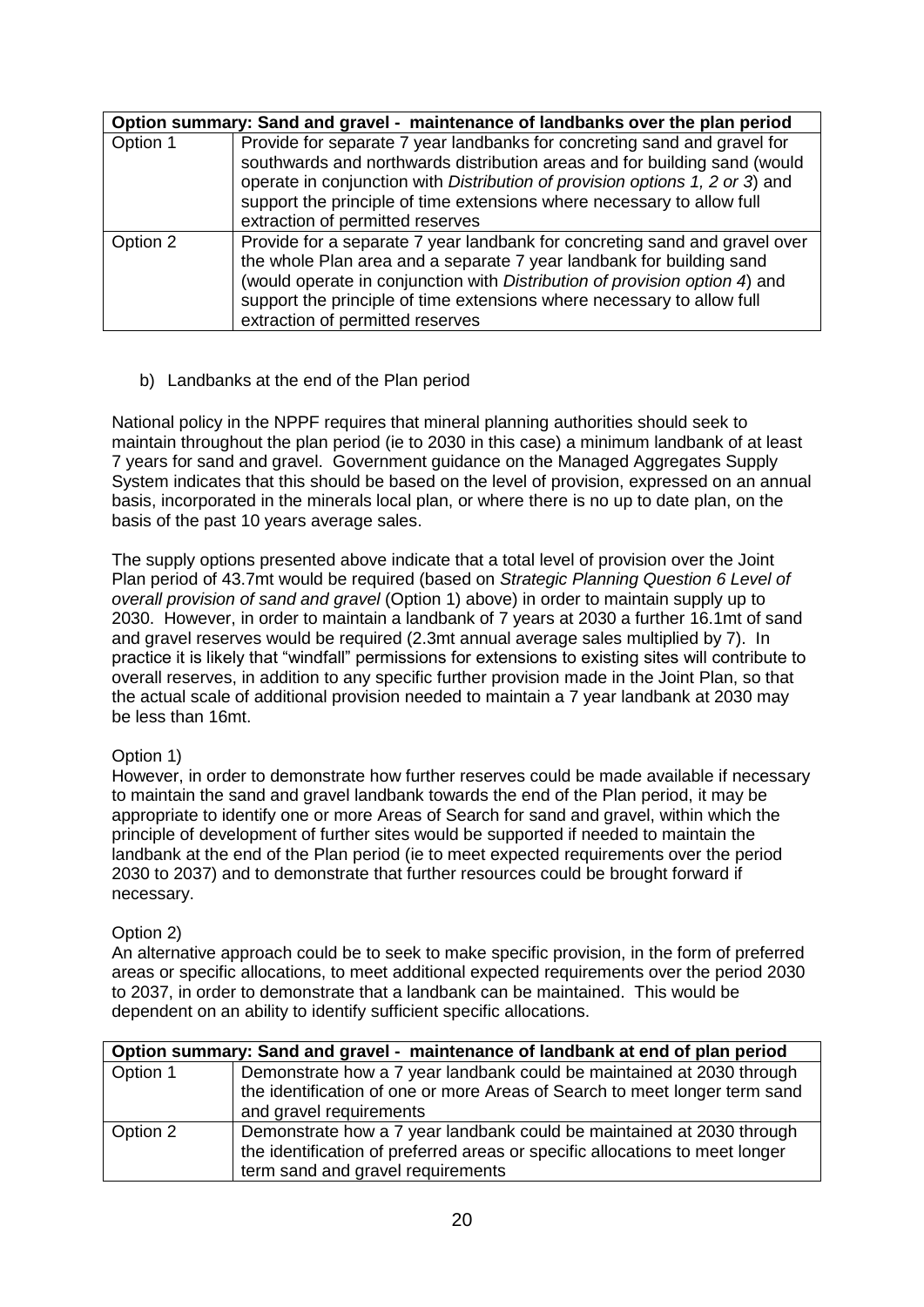| Option summary: Sand and gravel - maintenance of landbanks over the plan period | |
|---|---|
| Option 1 | Provide for separate 7 year landbanks for concreting sand and gravel for southwards and northwards distribution areas and for building sand (would operate in conjunction with *Distribution of provision options 1, 2 or 3*) and support the principle of time extensions where necessary to allow full extraction of permitted reserves |
| Option 2 | Provide for a separate 7 year landbank for concreting sand and gravel over the whole Plan area and a separate 7 year landbank for building sand (would operate in conjunction with *Distribution of provision option 4*) and support the principle of time extensions where necessary to allow full extraction of permitted reserves |

b) Landbanks at the end of the Plan period

National policy in the NPPF requires that mineral planning authorities should seek to maintain throughout the plan period (ie to 2030 in this case) a minimum landbank of at least 7 years for sand and gravel. Government guidance on the Managed Aggregates Supply System indicates that this should be based on the level of provision, expressed on an annual basis, incorporated in the minerals local plan, or where there is no up to date plan, on the basis of the past 10 years average sales.

The supply options presented above indicate that a total level of provision over the Joint Plan period of 43.7mt would be required (based on *Strategic Planning Question 6 Level of overall provision of sand and gravel* (Option 1) above) in order to maintain supply up to 2030. However, in order to maintain a landbank of 7 years at 2030 a further 16.1mt of sand and gravel reserves would be required (2.3mt annual average sales multiplied by 7). In practice it is likely that "windfall" permissions for extensions to existing sites will contribute to overall reserves, in addition to any specific further provision made in the Joint Plan, so that the actual scale of additional provision needed to maintain a 7 year landbank at 2030 may be less than 16mt.

Option 1)
However, in order to demonstrate how further reserves could be made available if necessary to maintain the sand and gravel landbank towards the end of the Plan period, it may be appropriate to identify one or more Areas of Search for sand and gravel, within which the principle of development of further sites would be supported if needed to maintain the landbank at the end of the Plan period (ie to meet expected requirements over the period 2030 to 2037) and to demonstrate that further resources could be brought forward if necessary.

Option 2)
An alternative approach could be to seek to make specific provision, in the form of preferred areas or specific allocations, to meet additional expected requirements over the period 2030 to 2037, in order to demonstrate that a landbank can be maintained. This would be dependent on an ability to identify sufficient specific allocations.

| Option summary: Sand and gravel - maintenance of landbank at end of plan period | |
|---|---|
| Option 1 | Demonstrate how a 7 year landbank could be maintained at 2030 through the identification of one or more Areas of Search to meet longer term sand and gravel requirements |
| Option 2 | Demonstrate how a 7 year landbank could be maintained at 2030 through the identification of preferred areas or specific allocations to meet longer term sand and gravel requirements |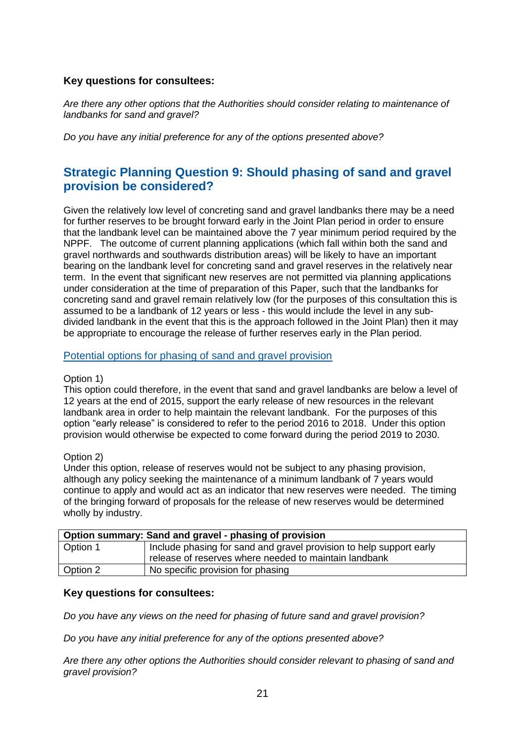**Key questions for consultees:**

*Are there any other options that the Authorities should consider relating to maintenance of landbanks for sand and gravel?*

*Do you have any initial preference for any of the options presented above?*

## Strategic Planning Question 9: Should phasing of sand and gravel provision be considered?

Given the relatively low level of concreting sand and gravel landbanks there may be a need for further reserves to be brought forward early in the Joint Plan period in order to ensure that the landbank level can be maintained above the 7 year minimum period required by the NPPF. The outcome of current planning applications (which fall within both the sand and gravel northwards and southwards distribution areas) will be likely to have an important bearing on the landbank level for concreting sand and gravel reserves in the relatively near term. In the event that significant new reserves are not permitted via planning applications under consideration at the time of preparation of this Paper, such that the landbanks for concreting sand and gravel remain relatively low (for the purposes of this consultation this is assumed to be a landbank of 12 years or less - this would include the level in any sub-divided landbank in the event that this is the approach followed in the Joint Plan) then it may be appropriate to encourage the release of further reserves early in the Plan period.

### Potential options for phasing of sand and gravel provision

Option 1)
This option could therefore, in the event that sand and gravel landbanks are below a level of 12 years at the end of 2015, support the early release of new resources in the relevant landbank area in order to help maintain the relevant landbank. For the purposes of this option "early release" is considered to refer to the period 2016 to 2018. Under this option provision would otherwise be expected to come forward during the period 2019 to 2030.

Option 2)
Under this option, release of reserves would not be subject to any phasing provision, although any policy seeking the maintenance of a minimum landbank of 7 years would continue to apply and would act as an indicator that new reserves were needed. The timing of the bringing forward of proposals for the release of new reserves would be determined wholly by industry.

| **Option summary: Sand and gravel - phasing of provision** | |
|---|---|
| Option 1 | Include phasing for sand and gravel provision to help support early release of reserves where needed to maintain landbank |
| Option 2 | No specific provision for phasing |

**Key questions for consultees:**

*Do you have any views on the need for phasing of future sand and gravel provision?*

*Do you have any initial preference for any of the options presented above?*

*Are there any other options the Authorities should consider relevant to phasing of sand and gravel provision?*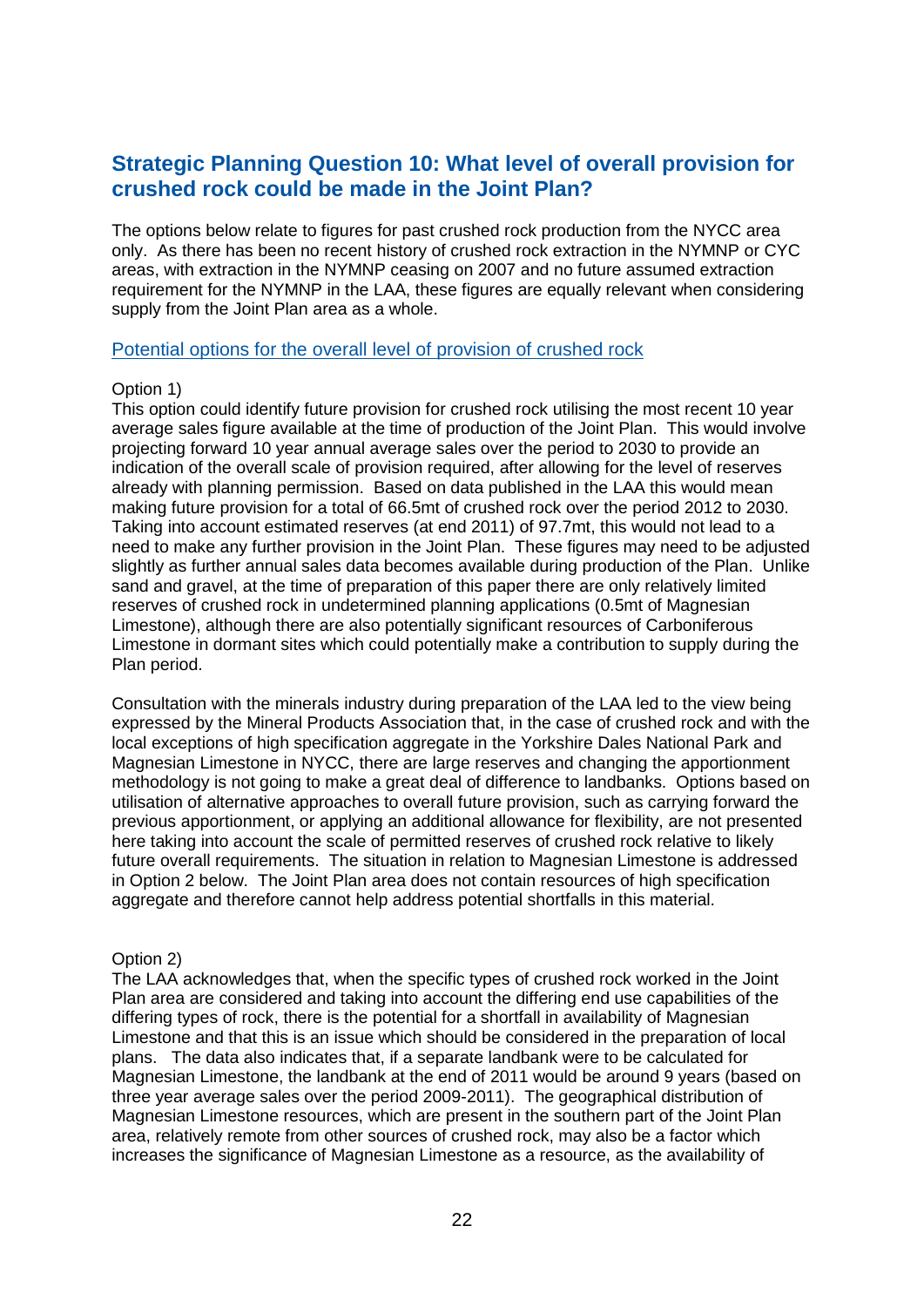## Strategic Planning Question 10: What level of overall provision for crushed rock could be made in the Joint Plan?

The options below relate to figures for past crushed rock production from the NYCC area only. As there has been no recent history of crushed rock extraction in the NYMNP or CYC areas, with extraction in the NYMNP ceasing on 2007 and no future assumed extraction requirement for the NYMNP in the LAA, these figures are equally relevant when considering supply from the Joint Plan area as a whole.

Potential options for the overall level of provision of crushed rock

Option 1)
This option could identify future provision for crushed rock utilising the most recent 10 year average sales figure available at the time of production of the Joint Plan. This would involve projecting forward 10 year annual average sales over the period to 2030 to provide an indication of the overall scale of provision required, after allowing for the level of reserves already with planning permission. Based on data published in the LAA this would mean making future provision for a total of 66.5mt of crushed rock over the period 2012 to 2030. Taking into account estimated reserves (at end 2011) of 97.7mt, this would not lead to a need to make any further provision in the Joint Plan. These figures may need to be adjusted slightly as further annual sales data becomes available during production of the Plan. Unlike sand and gravel, at the time of preparation of this paper there are only relatively limited reserves of crushed rock in undetermined planning applications (0.5mt of Magnesian Limestone), although there are also potentially significant resources of Carboniferous Limestone in dormant sites which could potentially make a contribution to supply during the Plan period.

Consultation with the minerals industry during preparation of the LAA led to the view being expressed by the Mineral Products Association that, in the case of crushed rock and with the local exceptions of high specification aggregate in the Yorkshire Dales National Park and Magnesian Limestone in NYCC, there are large reserves and changing the apportionment methodology is not going to make a great deal of difference to landbanks. Options based on utilisation of alternative approaches to overall future provision, such as carrying forward the previous apportionment, or applying an additional allowance for flexibility, are not presented here taking into account the scale of permitted reserves of crushed rock relative to likely future overall requirements. The situation in relation to Magnesian Limestone is addressed in Option 2 below. The Joint Plan area does not contain resources of high specification aggregate and therefore cannot help address potential shortfalls in this material.

Option 2)
The LAA acknowledges that, when the specific types of crushed rock worked in the Joint Plan area are considered and taking into account the differing end use capabilities of the differing types of rock, there is the potential for a shortfall in availability of Magnesian Limestone and that this is an issue which should be considered in the preparation of local plans. The data also indicates that, if a separate landbank were to be calculated for Magnesian Limestone, the landbank at the end of 2011 would be around 9 years (based on three year average sales over the period 2009-2011). The geographical distribution of Magnesian Limestone resources, which are present in the southern part of the Joint Plan area, relatively remote from other sources of crushed rock, may also be a factor which increases the significance of Magnesian Limestone as a resource, as the availability of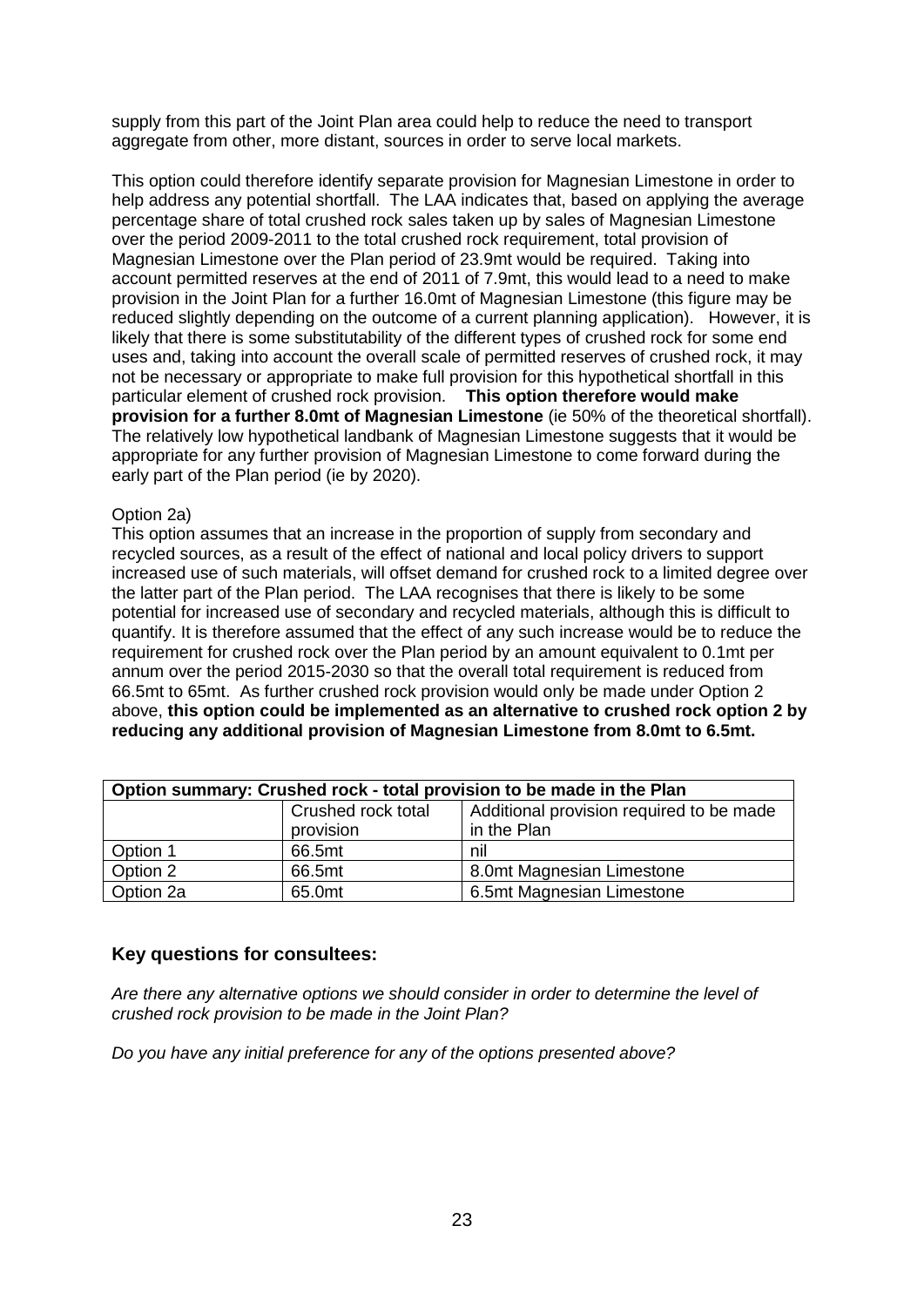supply from this part of the Joint Plan area could help to reduce the need to transport aggregate from other, more distant, sources in order to serve local markets.

This option could therefore identify separate provision for Magnesian Limestone in order to help address any potential shortfall. The LAA indicates that, based on applying the average percentage share of total crushed rock sales taken up by sales of Magnesian Limestone over the period 2009-2011 to the total crushed rock requirement, total provision of Magnesian Limestone over the Plan period of 23.9mt would be required. Taking into account permitted reserves at the end of 2011 of 7.9mt, this would lead to a need to make provision in the Joint Plan for a further 16.0mt of Magnesian Limestone (this figure may be reduced slightly depending on the outcome of a current planning application). However, it is likely that there is some substitutability of the different types of crushed rock for some end uses and, taking into account the overall scale of permitted reserves of crushed rock, it may not be necessary or appropriate to make full provision for this hypothetical shortfall in this particular element of crushed rock provision. **This option therefore would make provision for a further 8.0mt of Magnesian Limestone** (ie 50% of the theoretical shortfall). The relatively low hypothetical landbank of Magnesian Limestone suggests that it would be appropriate for any further provision of Magnesian Limestone to come forward during the early part of the Plan period (ie by 2020).

Option 2a)

This option assumes that an increase in the proportion of supply from secondary and recycled sources, as a result of the effect of national and local policy drivers to support increased use of such materials, will offset demand for crushed rock to a limited degree over the latter part of the Plan period. The LAA recognises that there is likely to be some potential for increased use of secondary and recycled materials, although this is difficult to quantify. It is therefore assumed that the effect of any such increase would be to reduce the requirement for crushed rock over the Plan period by an amount equivalent to 0.1mt per annum over the period 2015-2030 so that the overall total requirement is reduced from 66.5mt to 65mt. As further crushed rock provision would only be made under Option 2 above, **this option could be implemented as an alternative to crushed rock option 2 by reducing any additional provision of Magnesian Limestone from 8.0mt to 6.5mt.**

| Option summary: Crushed rock - total provision to be made in the Plan | | |
|---|---|---|
| | Crushed rock total provision | Additional provision required to be made in the Plan |
| Option 1 | 66.5mt | nil |
| Option 2 | 66.5mt | 8.0mt Magnesian Limestone |
| Option 2a | 65.0mt | 6.5mt Magnesian Limestone |

### Key questions for consultees:

*Are there any alternative options we should consider in order to determine the level of crushed rock provision to be made in the Joint Plan?*

*Do you have any initial preference for any of the options presented above?*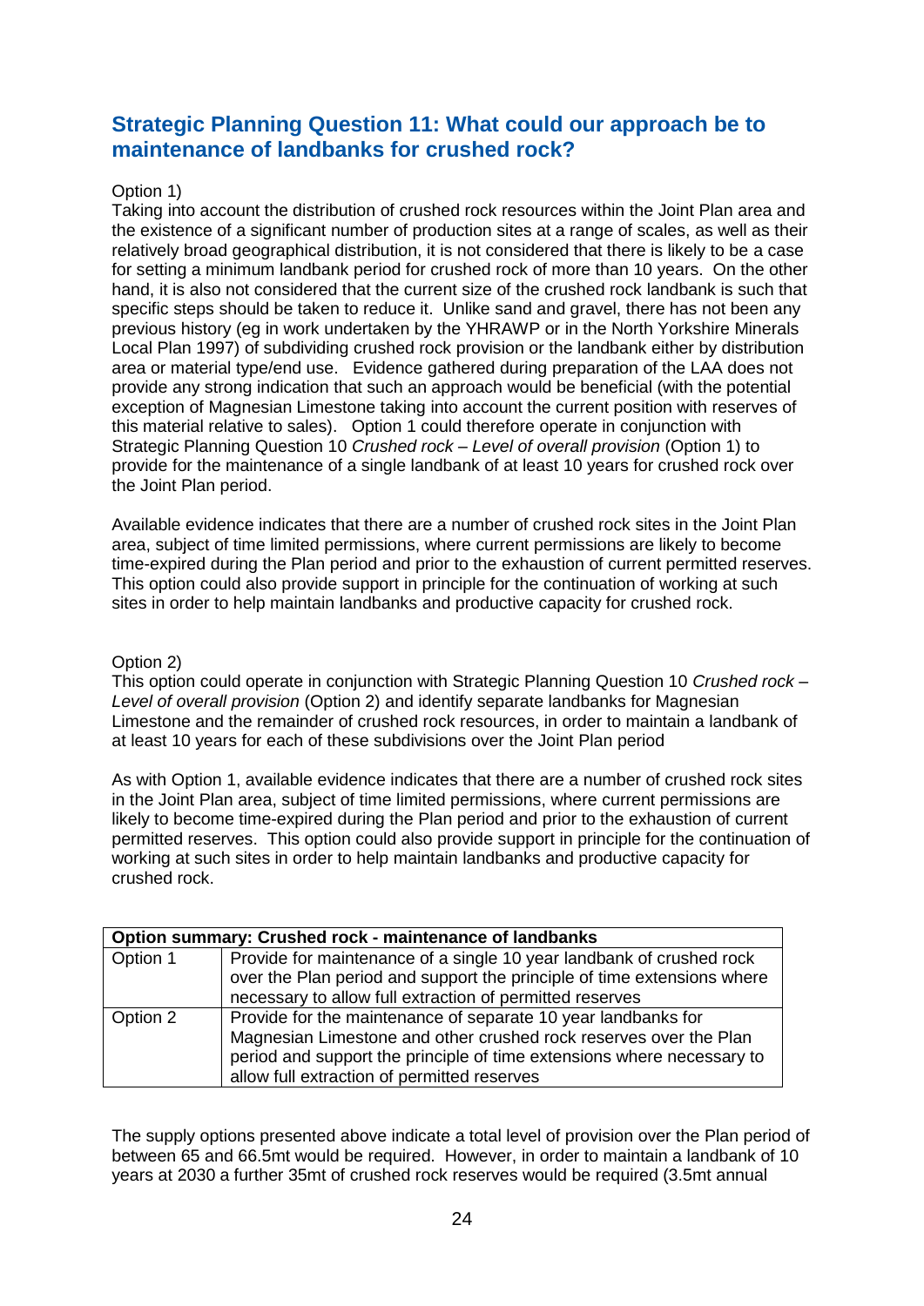## Strategic Planning Question 11: What could our approach be to maintenance of landbanks for crushed rock?

Option 1)
Taking into account the distribution of crushed rock resources within the Joint Plan area and the existence of a significant number of production sites at a range of scales, as well as their relatively broad geographical distribution, it is not considered that there is likely to be a case for setting a minimum landbank period for crushed rock of more than 10 years. On the other hand, it is also not considered that the current size of the crushed rock landbank is such that specific steps should be taken to reduce it. Unlike sand and gravel, there has not been any previous history (eg in work undertaken by the YHRAWP or in the North Yorkshire Minerals Local Plan 1997) of subdividing crushed rock provision or the landbank either by distribution area or material type/end use. Evidence gathered during preparation of the LAA does not provide any strong indication that such an approach would be beneficial (with the potential exception of Magnesian Limestone taking into account the current position with reserves of this material relative to sales). Option 1 could therefore operate in conjunction with Strategic Planning Question 10 *Crushed rock – Level of overall provision* (Option 1) to provide for the maintenance of a single landbank of at least 10 years for crushed rock over the Joint Plan period.

Available evidence indicates that there are a number of crushed rock sites in the Joint Plan area, subject of time limited permissions, where current permissions are likely to become time-expired during the Plan period and prior to the exhaustion of current permitted reserves. This option could also provide support in principle for the continuation of working at such sites in order to help maintain landbanks and productive capacity for crushed rock.

Option 2)
This option could operate in conjunction with Strategic Planning Question 10 *Crushed rock – Level of overall provision* (Option 2) and identify separate landbanks for Magnesian Limestone and the remainder of crushed rock resources, in order to maintain a landbank of at least 10 years for each of these subdivisions over the Joint Plan period

As with Option 1, available evidence indicates that there are a number of crushed rock sites in the Joint Plan area, subject of time limited permissions, where current permissions are likely to become time-expired during the Plan period and prior to the exhaustion of current permitted reserves. This option could also provide support in principle for the continuation of working at such sites in order to help maintain landbanks and productive capacity for crushed rock.

| **Option summary: Crushed rock - maintenance of landbanks** | |
|---|---|
| Option 1 | Provide for maintenance of a single 10 year landbank of crushed rock over the Plan period and support the principle of time extensions where necessary to allow full extraction of permitted reserves |
| Option 2 | Provide for the maintenance of separate 10 year landbanks for Magnesian Limestone and other crushed rock reserves over the Plan period and support the principle of time extensions where necessary to allow full extraction of permitted reserves |

The supply options presented above indicate a total level of provision over the Plan period of between 65 and 66.5mt would be required. However, in order to maintain a landbank of 10 years at 2030 a further 35mt of crushed rock reserves would be required (3.5mt annual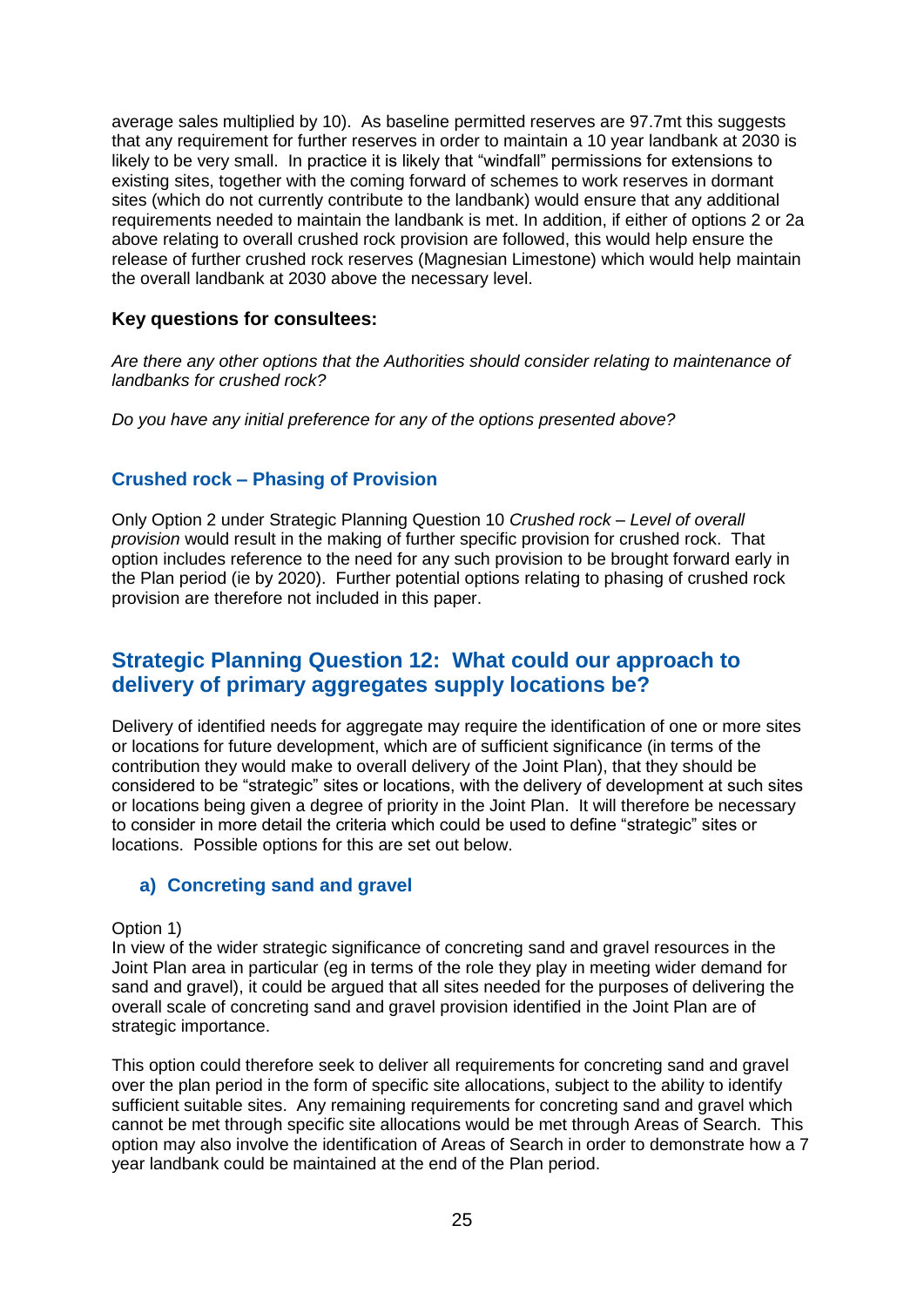average sales multiplied by 10). As baseline permitted reserves are 97.7mt this suggests that any requirement for further reserves in order to maintain a 10 year landbank at 2030 is likely to be very small. In practice it is likely that "windfall" permissions for extensions to existing sites, together with the coming forward of schemes to work reserves in dormant sites (which do not currently contribute to the landbank) would ensure that any additional requirements needed to maintain the landbank is met. In addition, if either of options 2 or 2a above relating to overall crushed rock provision are followed, this would help ensure the release of further crushed rock reserves (Magnesian Limestone) which would help maintain the overall landbank at 2030 above the necessary level.

**Key questions for consultees:**

*Are there any other options that the Authorities should consider relating to maintenance of landbanks for crushed rock?*

*Do you have any initial preference for any of the options presented above?*

### Crushed rock – Phasing of Provision

Only Option 2 under Strategic Planning Question 10 *Crushed rock – Level of overall provision* would result in the making of further specific provision for crushed rock. That option includes reference to the need for any such provision to be brought forward early in the Plan period (ie by 2020). Further potential options relating to phasing of crushed rock provision are therefore not included in this paper.

## Strategic Planning Question 12: What could our approach to delivery of primary aggregates supply locations be?

Delivery of identified needs for aggregate may require the identification of one or more sites or locations for future development, which are of sufficient significance (in terms of the contribution they would make to overall delivery of the Joint Plan), that they should be considered to be "strategic" sites or locations, with the delivery of development at such sites or locations being given a degree of priority in the Joint Plan. It will therefore be necessary to consider in more detail the criteria which could be used to define "strategic" sites or locations. Possible options for this are set out below.

### a) Concreting sand and gravel

Option 1)
In view of the wider strategic significance of concreting sand and gravel resources in the Joint Plan area in particular (eg in terms of the role they play in meeting wider demand for sand and gravel), it could be argued that all sites needed for the purposes of delivering the overall scale of concreting sand and gravel provision identified in the Joint Plan are of strategic importance.

This option could therefore seek to deliver all requirements for concreting sand and gravel over the plan period in the form of specific site allocations, subject to the ability to identify sufficient suitable sites. Any remaining requirements for concreting sand and gravel which cannot be met through specific site allocations would be met through Areas of Search. This option may also involve the identification of Areas of Search in order to demonstrate how a 7 year landbank could be maintained at the end of the Plan period.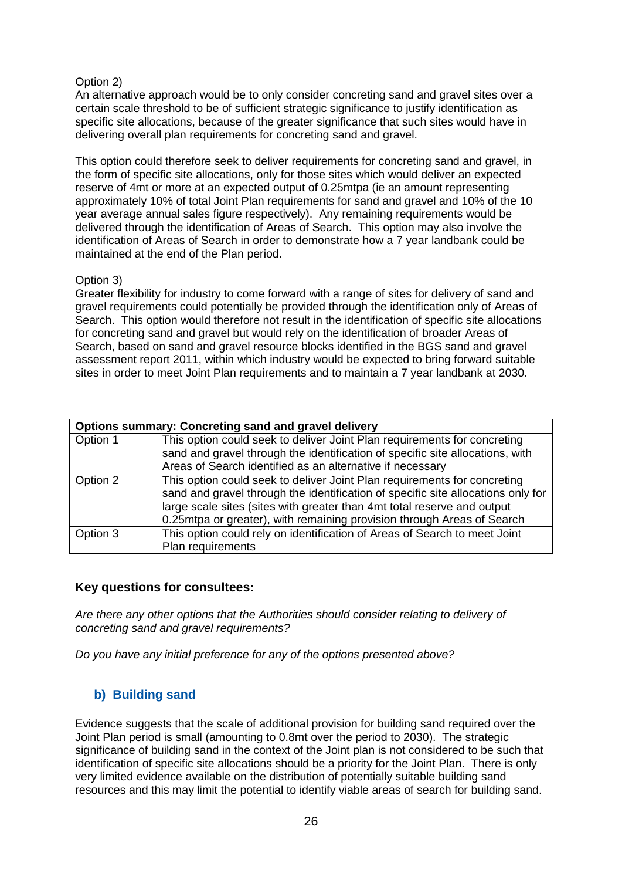Option 2)
An alternative approach would be to only consider concreting sand and gravel sites over a certain scale threshold to be of sufficient strategic significance to justify identification as specific site allocations, because of the greater significance that such sites would have in delivering overall plan requirements for concreting sand and gravel.

This option could therefore seek to deliver requirements for concreting sand and gravel, in the form of specific site allocations, only for those sites which would deliver an expected reserve of 4mt or more at an expected output of 0.25mtpa (ie an amount representing approximately 10% of total Joint Plan requirements for sand and gravel and 10% of the 10 year average annual sales figure respectively). Any remaining requirements would be delivered through the identification of Areas of Search. This option may also involve the identification of Areas of Search in order to demonstrate how a 7 year landbank could be maintained at the end of the Plan period.

Option 3)
Greater flexibility for industry to come forward with a range of sites for delivery of sand and gravel requirements could potentially be provided through the identification only of Areas of Search. This option would therefore not result in the identification of specific site allocations for concreting sand and gravel but would rely on the identification of broader Areas of Search, based on sand and gravel resource blocks identified in the BGS sand and gravel assessment report 2011, within which industry would be expected to bring forward suitable sites in order to meet Joint Plan requirements and to maintain a 7 year landbank at 2030.

| **Options summary: Concreting sand and gravel delivery** | |
|---|---|
| Option 1 | This option could seek to deliver Joint Plan requirements for concreting sand and gravel through the identification of specific site allocations, with Areas of Search identified as an alternative if necessary |
| Option 2 | This option could seek to deliver Joint Plan requirements for concreting sand and gravel through the identification of specific site allocations only for large scale sites (sites with greater than 4mt total reserve and output 0.25mtpa or greater), with remaining provision through Areas of Search |
| Option 3 | This option could rely on identification of Areas of Search to meet Joint Plan requirements |

### Key questions for consultees:

*Are there any other options that the Authorities should consider relating to delivery of concreting sand and gravel requirements?*

*Do you have any initial preference for any of the options presented above?*

## b) Building sand

Evidence suggests that the scale of additional provision for building sand required over the Joint Plan period is small (amounting to 0.8mt over the period to 2030). The strategic significance of building sand in the context of the Joint plan is not considered to be such that identification of specific site allocations should be a priority for the Joint Plan. There is only very limited evidence available on the distribution of potentially suitable building sand resources and this may limit the potential to identify viable areas of search for building sand.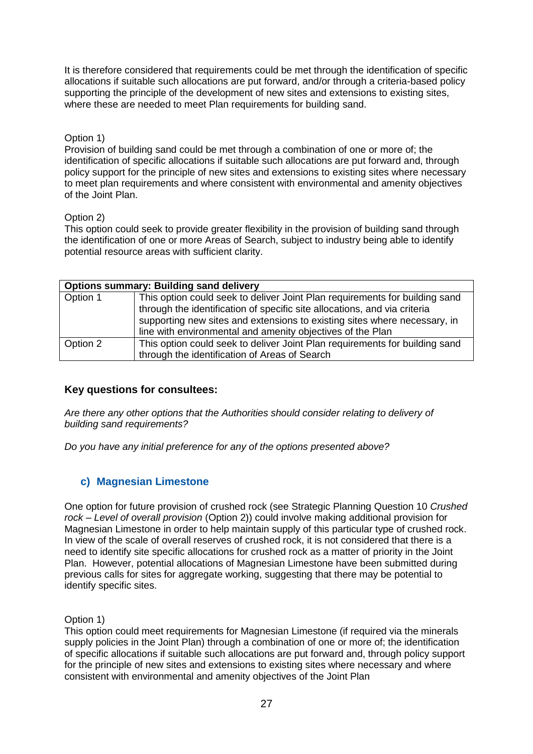It is therefore considered that requirements could be met through the identification of specific allocations if suitable such allocations are put forward, and/or through a criteria-based policy supporting the principle of the development of new sites and extensions to existing sites, where these are needed to meet Plan requirements for building sand.

Option 1)
Provision of building sand could be met through a combination of one or more of; the identification of specific allocations if suitable such allocations are put forward and, through policy support for the principle of new sites and extensions to existing sites where necessary to meet plan requirements and where consistent with environmental and amenity objectives of the Joint Plan.

Option 2)
This option could seek to provide greater flexibility in the provision of building sand through the identification of one or more Areas of Search, subject to industry being able to identify potential resource areas with sufficient clarity.

| **Options summary: Building sand delivery** | |
|---|---|
| Option 1 | This option could seek to deliver Joint Plan requirements for building sand through the identification of specific site allocations, and via criteria supporting new sites and extensions to existing sites where necessary, in line with environmental and amenity objectives of the Plan |
| Option 2 | This option could seek to deliver Joint Plan requirements for building sand through the identification of Areas of Search |

### Key questions for consultees:

*Are there any other options that the Authorities should consider relating to delivery of building sand requirements?*

*Do you have any initial preference for any of the options presented above?*

## c) Magnesian Limestone

One option for future provision of crushed rock (see Strategic Planning Question 10 *Crushed rock – Level of overall provision* (Option 2)) could involve making additional provision for Magnesian Limestone in order to help maintain supply of this particular type of crushed rock. In view of the scale of overall reserves of crushed rock, it is not considered that there is a need to identify site specific allocations for crushed rock as a matter of priority in the Joint Plan. However, potential allocations of Magnesian Limestone have been submitted during previous calls for sites for aggregate working, suggesting that there may be potential to identify specific sites.

Option 1)
This option could meet requirements for Magnesian Limestone (if required via the minerals supply policies in the Joint Plan) through a combination of one or more of; the identification of specific allocations if suitable such allocations are put forward and, through policy support for the principle of new sites and extensions to existing sites where necessary and where consistent with environmental and amenity objectives of the Joint Plan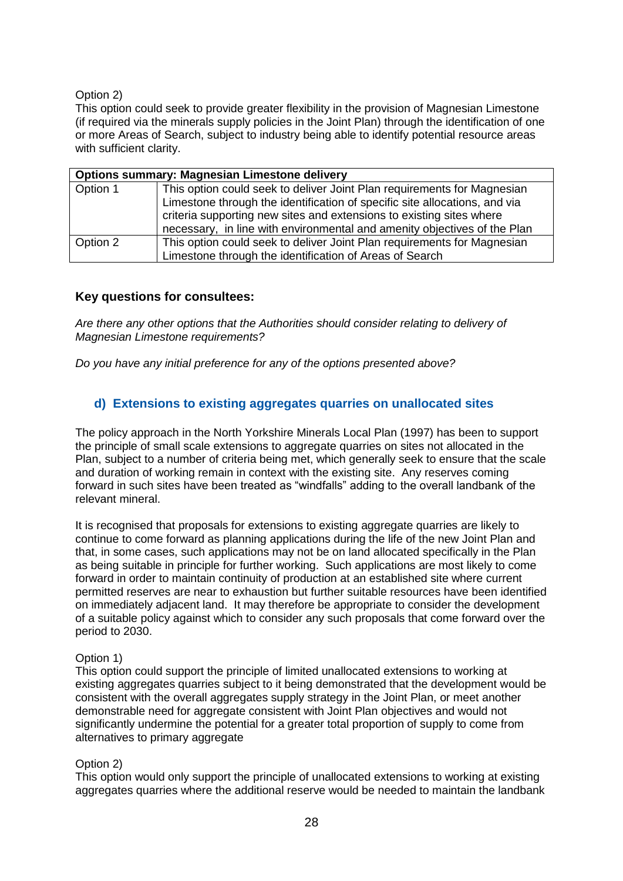Option 2)

This option could seek to provide greater flexibility in the provision of Magnesian Limestone (if required via the minerals supply policies in the Joint Plan) through the identification of one or more Areas of Search, subject to industry being able to identify potential resource areas with sufficient clarity.

| **Options summary: Magnesian Limestone delivery** | |
|---|---|
| Option 1 | This option could seek to deliver Joint Plan requirements for Magnesian Limestone through the identification of specific site allocations, and via criteria supporting new sites and extensions to existing sites where necessary, in line with environmental and amenity objectives of the Plan |
| Option 2 | This option could seek to deliver Joint Plan requirements for Magnesian Limestone through the identification of Areas of Search |

**Key questions for consultees:**

*Are there any other options that the Authorities should consider relating to delivery of Magnesian Limestone requirements?*

*Do you have any initial preference for any of the options presented above?*

### d) Extensions to existing aggregates quarries on unallocated sites

The policy approach in the North Yorkshire Minerals Local Plan (1997) has been to support the principle of small scale extensions to aggregate quarries on sites not allocated in the Plan, subject to a number of criteria being met, which generally seek to ensure that the scale and duration of working remain in context with the existing site. Any reserves coming forward in such sites have been treated as "windfalls" adding to the overall landbank of the relevant mineral.

It is recognised that proposals for extensions to existing aggregate quarries are likely to continue to come forward as planning applications during the life of the new Joint Plan and that, in some cases, such applications may not be on land allocated specifically in the Plan as being suitable in principle for further working. Such applications are most likely to come forward in order to maintain continuity of production at an established site where current permitted reserves are near to exhaustion but further suitable resources have been identified on immediately adjacent land. It may therefore be appropriate to consider the development of a suitable policy against which to consider any such proposals that come forward over the period to 2030.

Option 1)

This option could support the principle of limited unallocated extensions to working at existing aggregates quarries subject to it being demonstrated that the development would be consistent with the overall aggregates supply strategy in the Joint Plan, or meet another demonstrable need for aggregate consistent with Joint Plan objectives and would not significantly undermine the potential for a greater total proportion of supply to come from alternatives to primary aggregate

Option 2)

This option would only support the principle of unallocated extensions to working at existing aggregates quarries where the additional reserve would be needed to maintain the landbank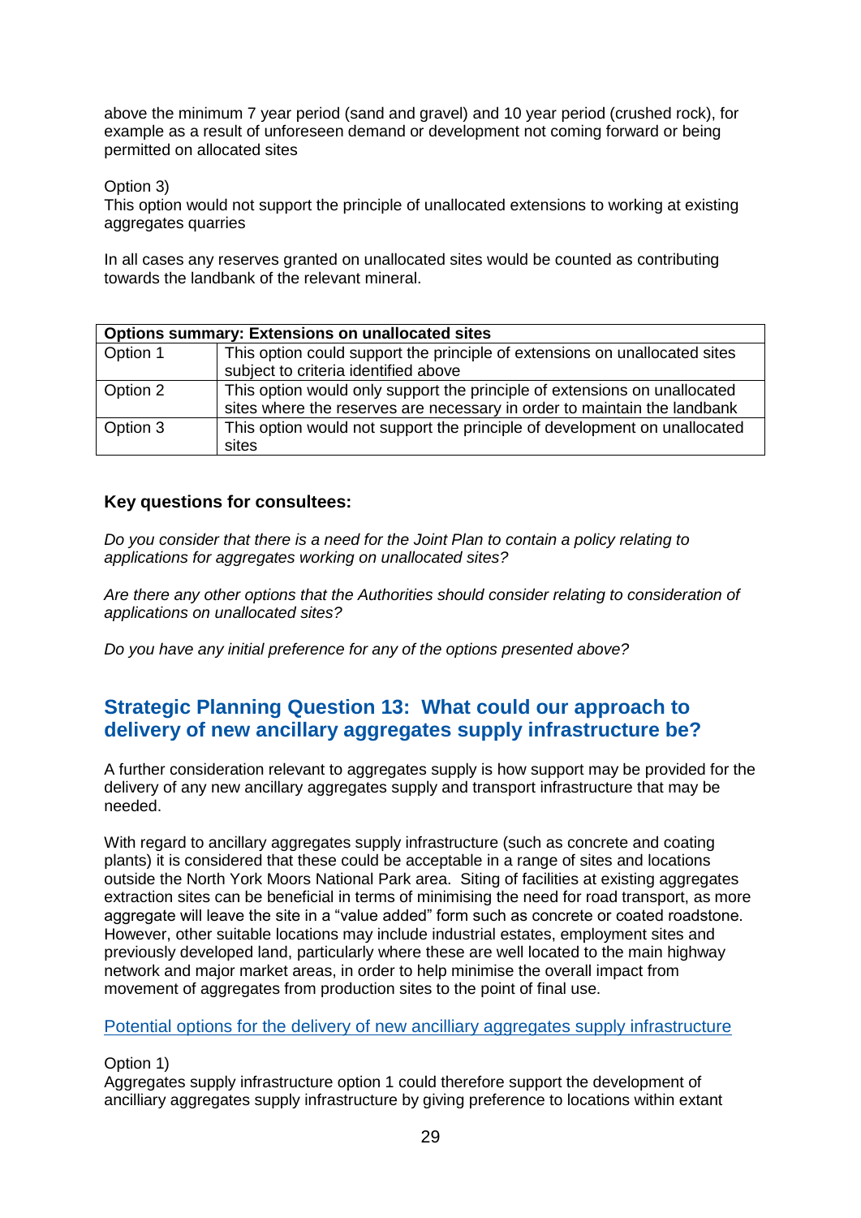above the minimum 7 year period (sand and gravel) and 10 year period (crushed rock), for example as a result of unforeseen demand or development not coming forward or being permitted on allocated sites

Option 3)
This option would not support the principle of unallocated extensions to working at existing aggregates quarries

In all cases any reserves granted on unallocated sites would be counted as contributing towards the landbank of the relevant mineral.

| **Options summary: Extensions on unallocated sites** | |
|---|---|
| Option 1 | This option could support the principle of extensions on unallocated sites subject to criteria identified above |
| Option 2 | This option would only support the principle of extensions on unallocated sites where the reserves are necessary in order to maintain the landbank |
| Option 3 | This option would not support the principle of development on unallocated sites |

**Key questions for consultees:**

*Do you consider that there is a need for the Joint Plan to contain a policy relating to applications for aggregates working on unallocated sites?*

*Are there any other options that the Authorities should consider relating to consideration of applications on unallocated sites?*

*Do you have any initial preference for any of the options presented above?*

## Strategic Planning Question 13: What could our approach to delivery of new ancillary aggregates supply infrastructure be?

A further consideration relevant to aggregates supply is how support may be provided for the delivery of any new ancillary aggregates supply and transport infrastructure that may be needed.

With regard to ancillary aggregates supply infrastructure (such as concrete and coating plants) it is considered that these could be acceptable in a range of sites and locations outside the North York Moors National Park area. Siting of facilities at existing aggregates extraction sites can be beneficial in terms of minimising the need for road transport, as more aggregate will leave the site in a "value added" form such as concrete or coated roadstone. However, other suitable locations may include industrial estates, employment sites and previously developed land, particularly where these are well located to the main highway network and major market areas, in order to help minimise the overall impact from movement of aggregates from production sites to the point of final use.

Potential options for the delivery of new ancilliary aggregates supply infrastructure

Option 1)
Aggregates supply infrastructure option 1 could therefore support the development of ancilliary aggregates supply infrastructure by giving preference to locations within extant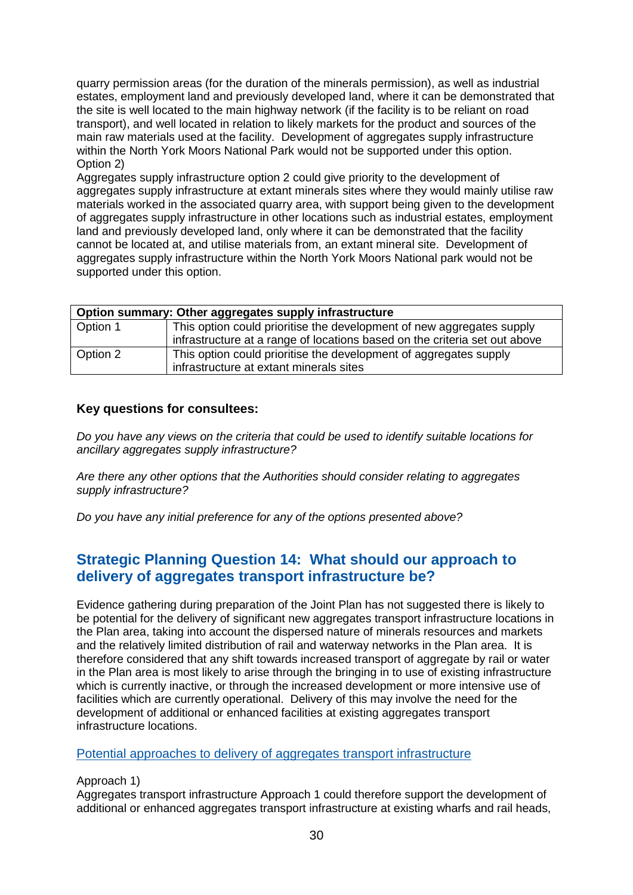quarry permission areas (for the duration of the minerals permission), as well as industrial estates, employment land and previously developed land, where it can be demonstrated that the site is well located to the main highway network (if the facility is to be reliant on road transport), and well located in relation to likely markets for the product and sources of the main raw materials used at the facility. Development of aggregates supply infrastructure within the North York Moors National Park would not be supported under this option.

Option 2)

Aggregates supply infrastructure option 2 could give priority to the development of aggregates supply infrastructure at extant minerals sites where they would mainly utilise raw materials worked in the associated quarry area, with support being given to the development of aggregates supply infrastructure in other locations such as industrial estates, employment land and previously developed land, only where it can be demonstrated that the facility cannot be located at, and utilise materials from, an extant mineral site. Development of aggregates supply infrastructure within the North York Moors National park would not be supported under this option.

| **Option summary: Other aggregates supply infrastructure** | |
|---|---|
| Option 1 | This option could prioritise the development of new aggregates supply infrastructure at a range of locations based on the criteria set out above |
| Option 2 | This option could prioritise the development of aggregates supply infrastructure at extant minerals sites |

### Key questions for consultees:

*Do you have any views on the criteria that could be used to identify suitable locations for ancillary aggregates supply infrastructure?*

*Are there any other options that the Authorities should consider relating to aggregates supply infrastructure?*

*Do you have any initial preference for any of the options presented above?*

## Strategic Planning Question 14: What should our approach to delivery of aggregates transport infrastructure be?

Evidence gathering during preparation of the Joint Plan has not suggested there is likely to be potential for the delivery of significant new aggregates transport infrastructure locations in the Plan area, taking into account the dispersed nature of minerals resources and markets and the relatively limited distribution of rail and waterway networks in the Plan area. It is therefore considered that any shift towards increased transport of aggregate by rail or water in the Plan area is most likely to arise through the bringing in to use of existing infrastructure which is currently inactive, or through the increased development or more intensive use of facilities which are currently operational. Delivery of this may involve the need for the development of additional or enhanced facilities at existing aggregates transport infrastructure locations.

Potential approaches to delivery of aggregates transport infrastructure

Approach 1)

Aggregates transport infrastructure Approach 1 could therefore support the development of additional or enhanced aggregates transport infrastructure at existing wharfs and rail heads,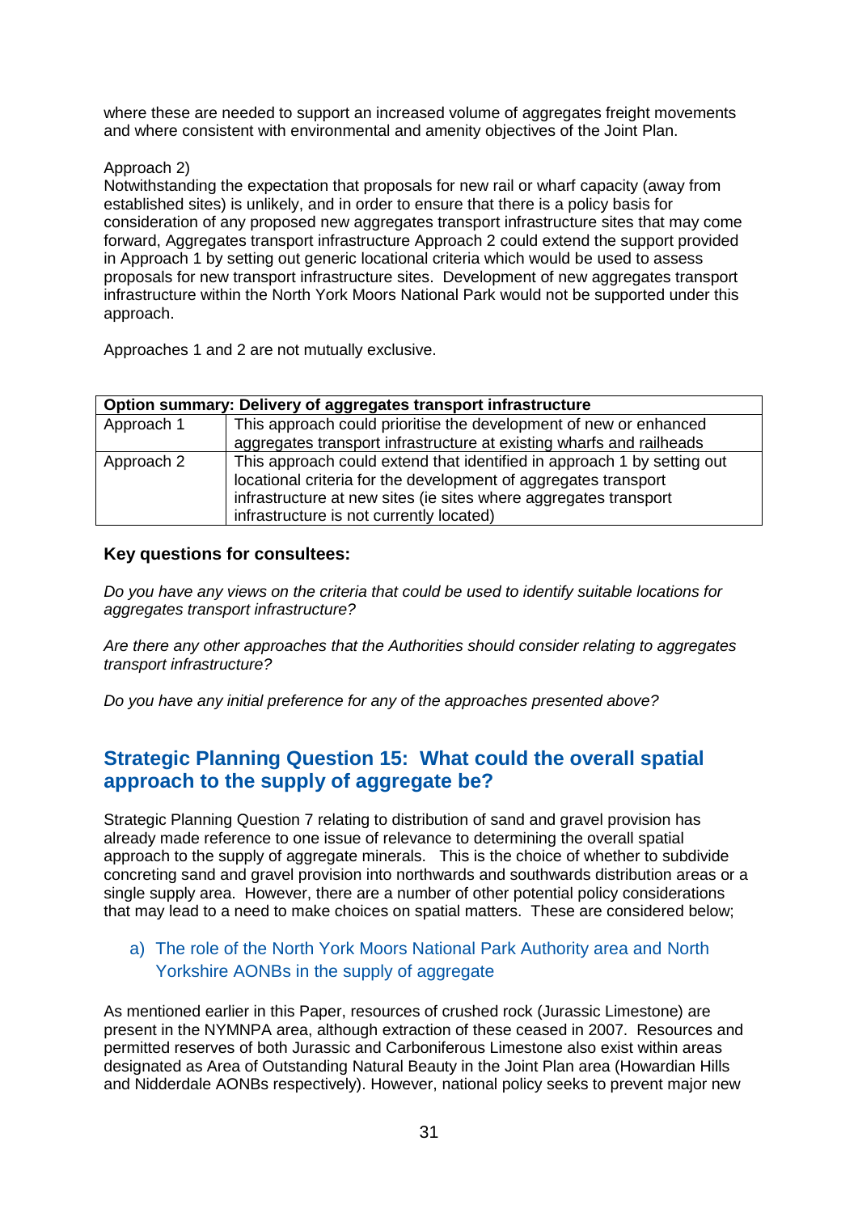where these are needed to support an increased volume of aggregates freight movements and where consistent with environmental and amenity objectives of the Joint Plan.

Approach 2)
Notwithstanding the expectation that proposals for new rail or wharf capacity (away from established sites) is unlikely, and in order to ensure that there is a policy basis for consideration of any proposed new aggregates transport infrastructure sites that may come forward, Aggregates transport infrastructure Approach 2 could extend the support provided in Approach 1 by setting out generic locational criteria which would be used to assess proposals for new transport infrastructure sites. Development of new aggregates transport infrastructure within the North York Moors National Park would not be supported under this approach.

Approaches 1 and 2 are not mutually exclusive.

| **Option summary: Delivery of aggregates transport infrastructure** | |
|---|---|
| Approach 1 | This approach could prioritise the development of new or enhanced aggregates transport infrastructure at existing wharfs and railheads |
| Approach 2 | This approach could extend that identified in approach 1 by setting out locational criteria for the development of aggregates transport infrastructure at new sites (ie sites where aggregates transport infrastructure is not currently located) |

**Key questions for consultees:**

*Do you have any views on the criteria that could be used to identify suitable locations for aggregates transport infrastructure?*

*Are there any other approaches that the Authorities should consider relating to aggregates transport infrastructure?*

*Do you have any initial preference for any of the approaches presented above?*

## Strategic Planning Question 15: What could the overall spatial approach to the supply of aggregate be?

Strategic Planning Question 7 relating to distribution of sand and gravel provision has already made reference to one issue of relevance to determining the overall spatial approach to the supply of aggregate minerals. This is the choice of whether to subdivide concreting sand and gravel provision into northwards and southwards distribution areas or a single supply area. However, there are a number of other potential policy considerations that may lead to a need to make choices on spatial matters. These are considered below;

### a) The role of the North York Moors National Park Authority area and North Yorkshire AONBs in the supply of aggregate

As mentioned earlier in this Paper, resources of crushed rock (Jurassic Limestone) are present in the NYMNPA area, although extraction of these ceased in 2007. Resources and permitted reserves of both Jurassic and Carboniferous Limestone also exist within areas designated as Area of Outstanding Natural Beauty in the Joint Plan area (Howardian Hills and Nidderdale AONBs respectively). However, national policy seeks to prevent major new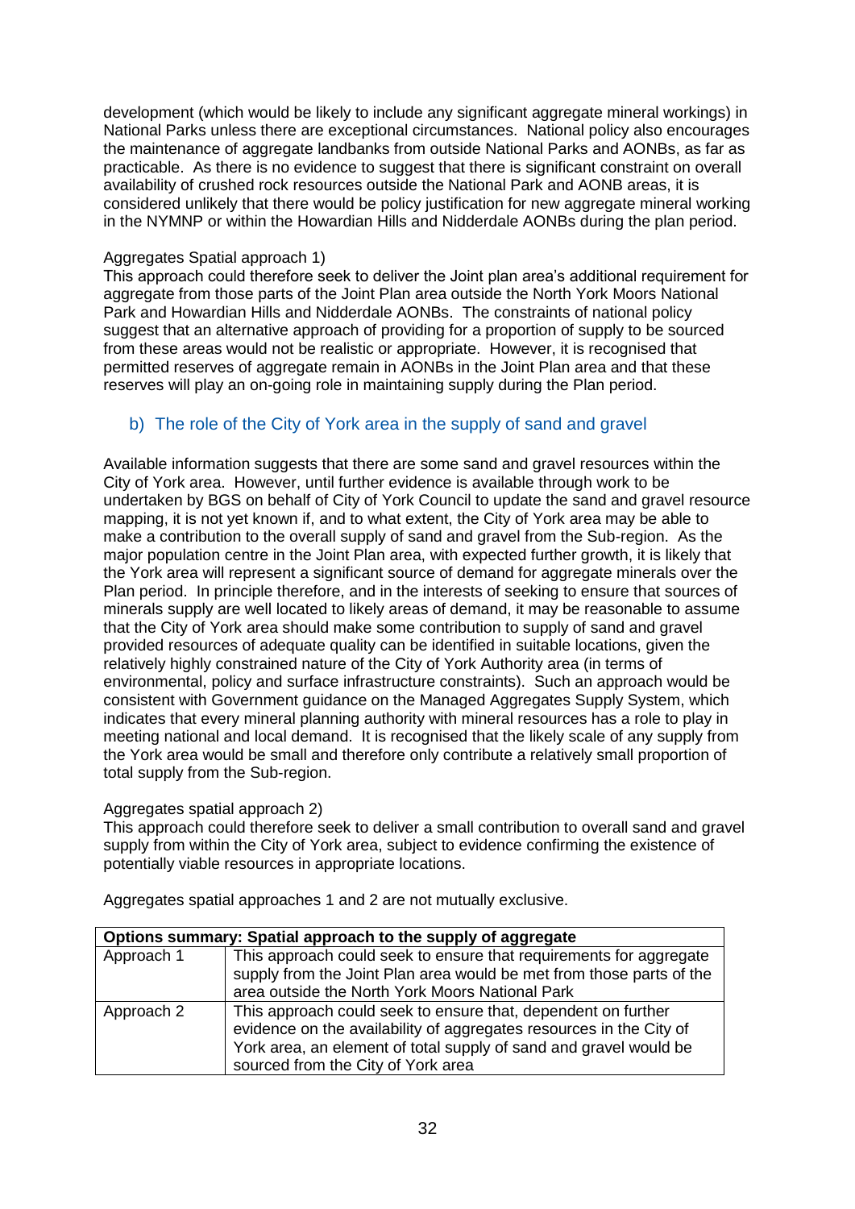development (which would be likely to include any significant aggregate mineral workings) in National Parks unless there are exceptional circumstances. National policy also encourages the maintenance of aggregate landbanks from outside National Parks and AONBs, as far as practicable. As there is no evidence to suggest that there is significant constraint on overall availability of crushed rock resources outside the National Park and AONB areas, it is considered unlikely that there would be policy justification for new aggregate mineral working in the NYMNP or within the Howardian Hills and Nidderdale AONBs during the plan period.

Aggregates Spatial approach 1)

This approach could therefore seek to deliver the Joint plan area's additional requirement for aggregate from those parts of the Joint Plan area outside the North York Moors National Park and Howardian Hills and Nidderdale AONBs. The constraints of national policy suggest that an alternative approach of providing for a proportion of supply to be sourced from these areas would not be realistic or appropriate. However, it is recognised that permitted reserves of aggregate remain in AONBs in the Joint Plan area and that these reserves will play an on-going role in maintaining supply during the Plan period.

### b) The role of the City of York area in the supply of sand and gravel

Available information suggests that there are some sand and gravel resources within the City of York area. However, until further evidence is available through work to be undertaken by BGS on behalf of City of York Council to update the sand and gravel resource mapping, it is not yet known if, and to what extent, the City of York area may be able to make a contribution to the overall supply of sand and gravel from the Sub-region. As the major population centre in the Joint Plan area, with expected further growth, it is likely that the York area will represent a significant source of demand for aggregate minerals over the Plan period. In principle therefore, and in the interests of seeking to ensure that sources of minerals supply are well located to likely areas of demand, it may be reasonable to assume that the City of York area should make some contribution to supply of sand and gravel provided resources of adequate quality can be identified in suitable locations, given the relatively highly constrained nature of the City of York Authority area (in terms of environmental, policy and surface infrastructure constraints). Such an approach would be consistent with Government guidance on the Managed Aggregates Supply System, which indicates that every mineral planning authority with mineral resources has a role to play in meeting national and local demand. It is recognised that the likely scale of any supply from the York area would be small and therefore only contribute a relatively small proportion of total supply from the Sub-region.

Aggregates spatial approach 2)

This approach could therefore seek to deliver a small contribution to overall sand and gravel supply from within the City of York area, subject to evidence confirming the existence of potentially viable resources in appropriate locations.

Aggregates spatial approaches 1 and 2 are not mutually exclusive.

| **Options summary: Spatial approach to the supply of aggregate** | |
|---|---|
| Approach 1 | This approach could seek to ensure that requirements for aggregate supply from the Joint Plan area would be met from those parts of the area outside the North York Moors National Park |
| Approach 2 | This approach could seek to ensure that, dependent on further evidence on the availability of aggregates resources in the City of York area, an element of total supply of sand and gravel would be sourced from the City of York area |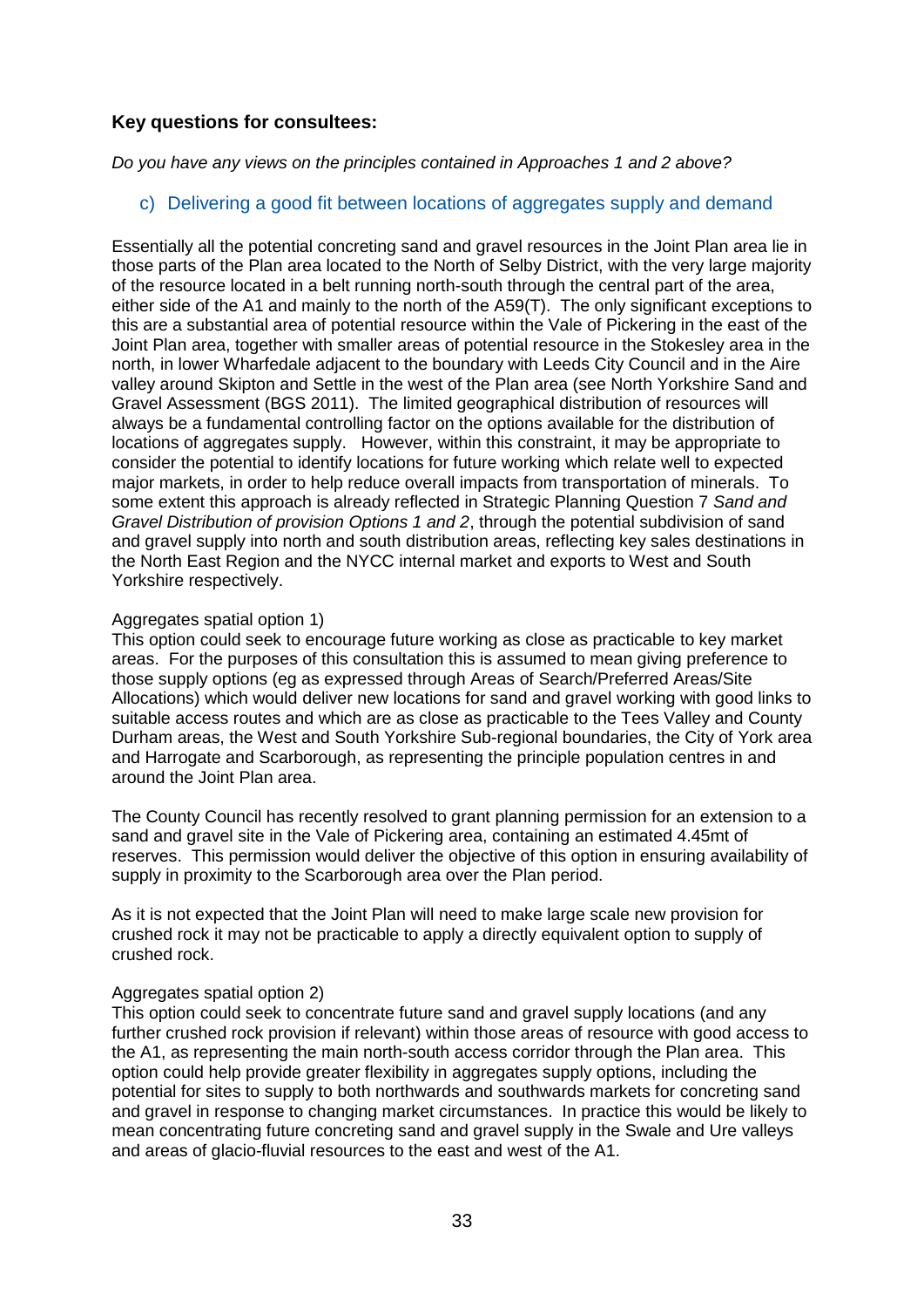**Key questions for consultees:**

*Do you have any views on the principles contained in Approaches 1 and 2 above?*

### c) Delivering a good fit between locations of aggregates supply and demand

Essentially all the potential concreting sand and gravel resources in the Joint Plan area lie in those parts of the Plan area located to the North of Selby District, with the very large majority of the resource located in a belt running north-south through the central part of the area, either side of the A1 and mainly to the north of the A59(T). The only significant exceptions to this are a substantial area of potential resource within the Vale of Pickering in the east of the Joint Plan area, together with smaller areas of potential resource in the Stokesley area in the north, in lower Wharfedale adjacent to the boundary with Leeds City Council and in the Aire valley around Skipton and Settle in the west of the Plan area (see North Yorkshire Sand and Gravel Assessment (BGS 2011). The limited geographical distribution of resources will always be a fundamental controlling factor on the options available for the distribution of locations of aggregates supply. However, within this constraint, it may be appropriate to consider the potential to identify locations for future working which relate well to expected major markets, in order to help reduce overall impacts from transportation of minerals. To some extent this approach is already reflected in Strategic Planning Question 7 *Sand and Gravel Distribution of provision Options 1 and 2*, through the potential subdivision of sand and gravel supply into north and south distribution areas, reflecting key sales destinations in the North East Region and the NYCC internal market and exports to West and South Yorkshire respectively.

Aggregates spatial option 1)
This option could seek to encourage future working as close as practicable to key market areas. For the purposes of this consultation this is assumed to mean giving preference to those supply options (eg as expressed through Areas of Search/Preferred Areas/Site Allocations) which would deliver new locations for sand and gravel working with good links to suitable access routes and which are as close as practicable to the Tees Valley and County Durham areas, the West and South Yorkshire Sub-regional boundaries, the City of York area and Harrogate and Scarborough, as representing the principle population centres in and around the Joint Plan area.

The County Council has recently resolved to grant planning permission for an extension to a sand and gravel site in the Vale of Pickering area, containing an estimated 4.45mt of reserves. This permission would deliver the objective of this option in ensuring availability of supply in proximity to the Scarborough area over the Plan period.

As it is not expected that the Joint Plan will need to make large scale new provision for crushed rock it may not be practicable to apply a directly equivalent option to supply of crushed rock.

Aggregates spatial option 2)
This option could seek to concentrate future sand and gravel supply locations (and any further crushed rock provision if relevant) within those areas of resource with good access to the A1, as representing the main north-south access corridor through the Plan area. This option could help provide greater flexibility in aggregates supply options, including the potential for sites to supply to both northwards and southwards markets for concreting sand and gravel in response to changing market circumstances. In practice this would be likely to mean concentrating future concreting sand and gravel supply in the Swale and Ure valleys and areas of glacio-fluvial resources to the east and west of the A1.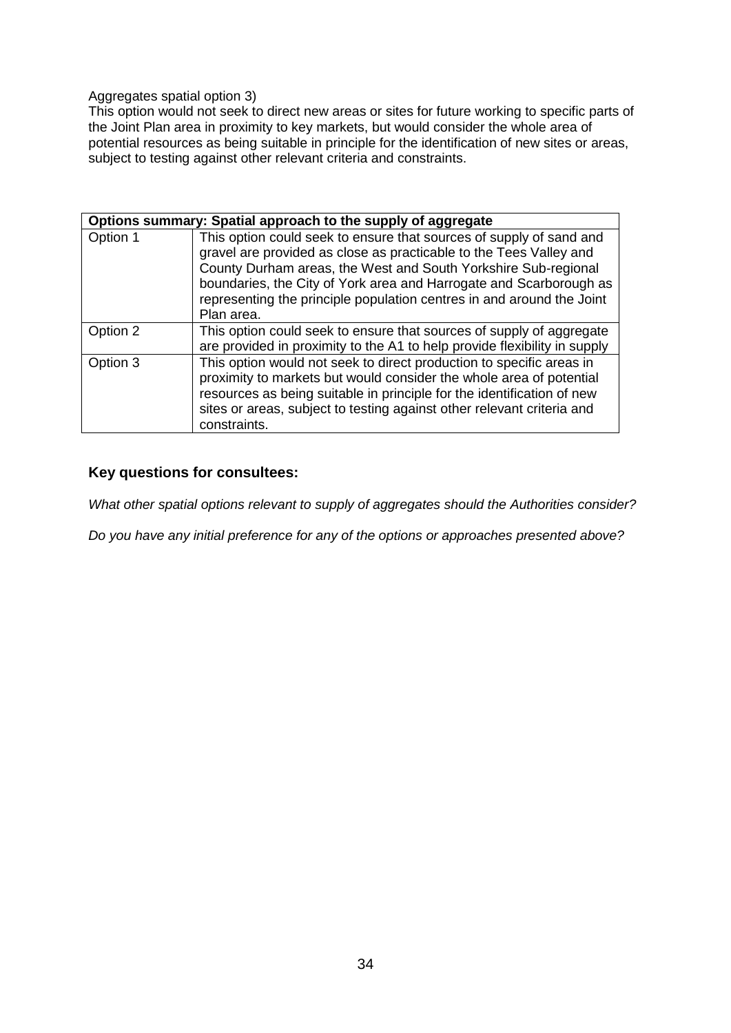Aggregates spatial option 3)
This option would not seek to direct new areas or sites for future working to specific parts of the Joint Plan area in proximity to key markets, but would consider the whole area of potential resources as being suitable in principle for the identification of new sites or areas, subject to testing against other relevant criteria and constraints.

| **Options summary: Spatial approach to the supply of aggregate** | |
|---|---|
| Option 1 | This option could seek to ensure that sources of supply of sand and gravel are provided as close as practicable to the Tees Valley and County Durham areas, the West and South Yorkshire Sub-regional boundaries, the City of York area and Harrogate and Scarborough as representing the principle population centres in and around the Joint Plan area. |
| Option 2 | This option could seek to ensure that sources of supply of aggregate are provided in proximity to the A1 to help provide flexibility in supply |
| Option 3 | This option would not seek to direct production to specific areas in proximity to markets but would consider the whole area of potential resources as being suitable in principle for the identification of new sites or areas, subject to testing against other relevant criteria and constraints. |

### Key questions for consultees:

*What other spatial options relevant to supply of aggregates should the Authorities consider?*

*Do you have any initial preference for any of the options or approaches presented above?*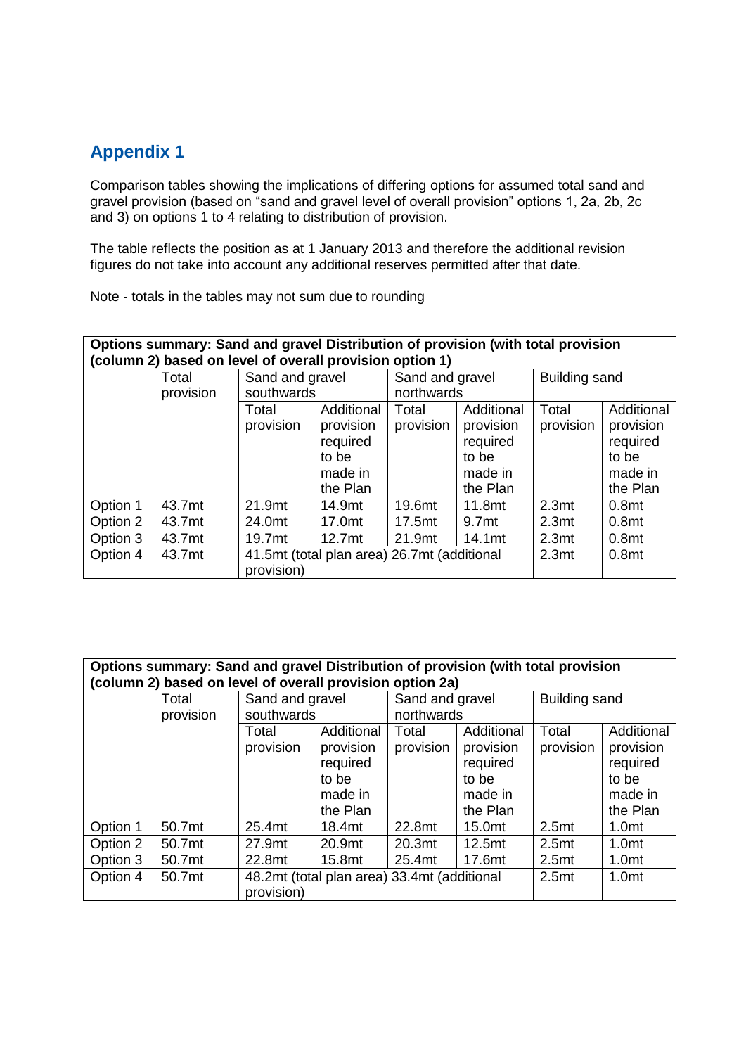## Appendix 1

Comparison tables showing the implications of differing options for assumed total sand and gravel provision (based on "sand and gravel level of overall provision" options 1, 2a, 2b, 2c and 3) on options 1 to 4 relating to distribution of provision.

The table reflects the position as at 1 January 2013 and therefore the additional revision figures do not take into account any additional reserves permitted after that date.

Note - totals in the tables may not sum due to rounding

| **Options summary: Sand and gravel Distribution of provision (with total provision (column 2) based on level of overall provision option 1)** | | | | | | | |
|---|---|---|---|---|---|---|---|
| | Total provision | Sand and gravel southwards | | Sand and gravel northwards | | Building sand | |
| | | Total provision | Additional provision required to be made in the Plan | Total provision | Additional provision required to be made in the Plan | Total provision | Additional provision required to be made in the Plan |
| Option 1 | 43.7mt | 21.9mt | 14.9mt | 19.6mt | 11.8mt | 2.3mt | 0.8mt |
| Option 2 | 43.7mt | 24.0mt | 17.0mt | 17.5mt | 9.7mt | 2.3mt | 0.8mt |
| Option 3 | 43.7mt | 19.7mt | 12.7mt | 21.9mt | 14.1mt | 2.3mt | 0.8mt |
| Option 4 | 43.7mt | 41.5mt (total plan area) 26.7mt (additional provision) | | | | 2.3mt | 0.8mt |

| **Options summary: Sand and gravel Distribution of provision (with total provision (column 2) based on level of overall provision option 2a)** | | | | | | | |
|---|---|---|---|---|---|---|---|
| | Total provision | Sand and gravel southwards | | Sand and gravel northwards | | Building sand | |
| | | Total provision | Additional provision required to be made in the Plan | Total provision | Additional provision required to be made in the Plan | Total provision | Additional provision required to be made in the Plan |
| Option 1 | 50.7mt | 25.4mt | 18.4mt | 22.8mt | 15.0mt | 2.5mt | 1.0mt |
| Option 2 | 50.7mt | 27.9mt | 20.9mt | 20.3mt | 12.5mt | 2.5mt | 1.0mt |
| Option 3 | 50.7mt | 22.8mt | 15.8mt | 25.4mt | 17.6mt | 2.5mt | 1.0mt |
| Option 4 | 50.7mt | 48.2mt (total plan area) 33.4mt (additional provision) | | | | 2.5mt | 1.0mt |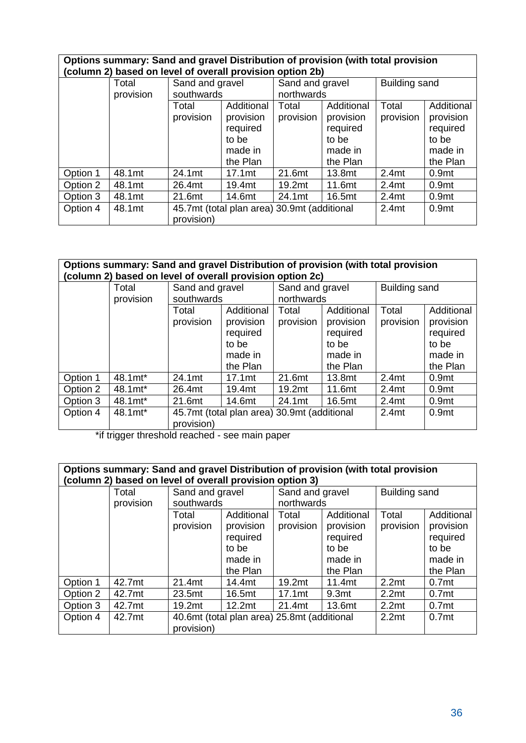| **Options summary: Sand and gravel Distribution of provision (with total provision (column 2) based on level of overall provision option 2b)** | | | | | | | |
|---|---|---|---|---|---|---|---|
| | Total provision | Sand and gravel southwards | | Sand and gravel northwards | | Building sand | |
| | | Total provision | Additional provision required to be made in the Plan | Total provision | Additional provision required to be made in the Plan | Total provision | Additional provision required to be made in the Plan |
| Option 1 | 48.1mt | 24.1mt | 17.1mt | 21.6mt | 13.8mt | 2.4mt | 0.9mt |
| Option 2 | 48.1mt | 26.4mt | 19.4mt | 19.2mt | 11.6mt | 2.4mt | 0.9mt |
| Option 3 | 48.1mt | 21.6mt | 14.6mt | 24.1mt | 16.5mt | 2.4mt | 0.9mt |
| Option 4 | 48.1mt | 45.7mt (total plan area) 30.9mt (additional provision) | | | | 2.4mt | 0.9mt |

| **Options summary: Sand and gravel Distribution of provision (with total provision (column 2) based on level of overall provision option 2c)** | | | | | | | |
|---|---|---|---|---|---|---|---|
| | Total provision | Sand and gravel southwards | | Sand and gravel northwards | | Building sand | |
| | | Total provision | Additional provision required to be made in the Plan | Total provision | Additional provision required to be made in the Plan | Total provision | Additional provision required to be made in the Plan |
| Option 1 | 48.1mt* | 24.1mt | 17.1mt | 21.6mt | 13.8mt | 2.4mt | 0.9mt |
| Option 2 | 48.1mt* | 26.4mt | 19.4mt | 19.2mt | 11.6mt | 2.4mt | 0.9mt |
| Option 3 | 48.1mt* | 21.6mt | 14.6mt | 24.1mt | 16.5mt | 2.4mt | 0.9mt |
| Option 4 | 48.1mt* | 45.7mt (total plan area) 30.9mt (additional provision) | | | | 2.4mt | 0.9mt |

*if trigger threshold reached - see main paper

| **Options summary: Sand and gravel Distribution of provision (with total provision (column 2) based on level of overall provision option 3)** | | | | | | | |
|---|---|---|---|---|---|---|---|
| | Total provision | Sand and gravel southwards | | Sand and gravel northwards | | Building sand | |
| | | Total provision | Additional provision required to be made in the Plan | Total provision | Additional provision required to be made in the Plan | Total provision | Additional provision required to be made in the Plan |
| Option 1 | 42.7mt | 21.4mt | 14.4mt | 19.2mt | 11.4mt | 2.2mt | 0.7mt |
| Option 2 | 42.7mt | 23.5mt | 16.5mt | 17.1mt | 9.3mt | 2.2mt | 0.7mt |
| Option 3 | 42.7mt | 19.2mt | 12.2mt | 21.4mt | 13.6mt | 2.2mt | 0.7mt |
| Option 4 | 42.7mt | 40.6mt (total plan area) 25.8mt (additional provision) | | | | 2.2mt | 0.7mt |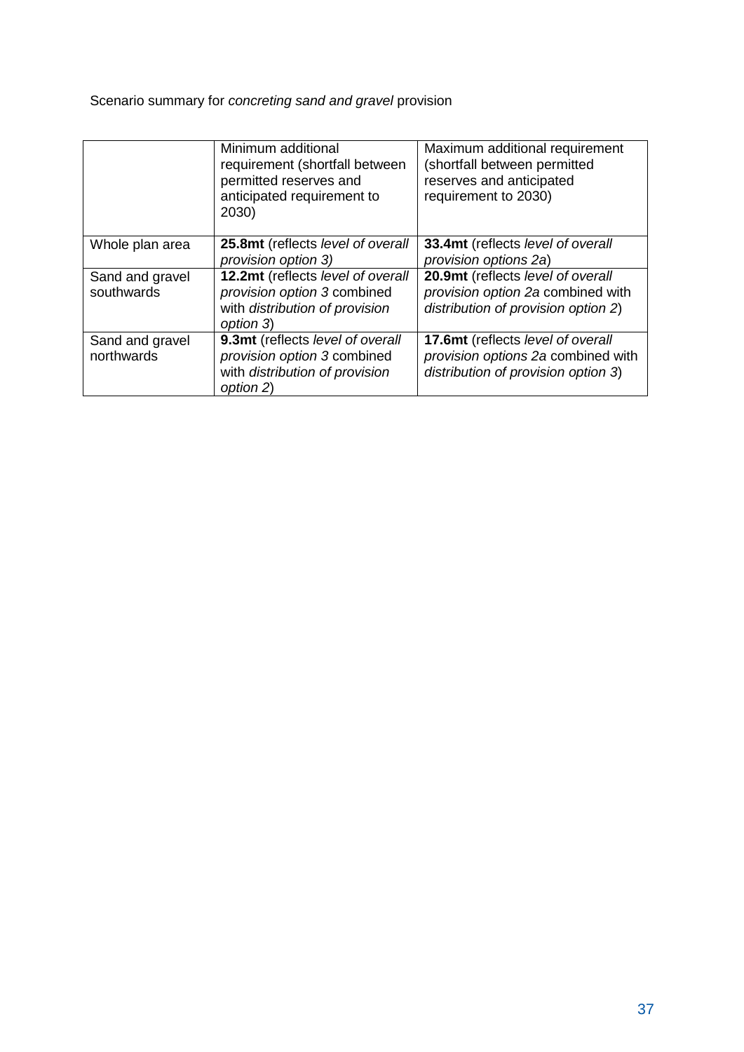Scenario summary for *concreting sand and gravel* provision

| | Minimum additional requirement (shortfall between permitted reserves and anticipated requirement to 2030) | Maximum additional requirement (shortfall between permitted reserves and anticipated requirement to 2030) |
|---|---|---|
| Whole plan area | **25.8mt** (reflects *level of overall provision option 3)* | **33.4mt** (reflects *level of overall provision options 2a*) |
| Sand and gravel southwards | **12.2mt** (reflects *level of overall provision option 3* combined with *distribution of provision option 3*) | **20.9mt** (reflects *level of overall provision option 2a* combined with *distribution of provision option 2*) |
| Sand and gravel northwards | **9.3mt** (reflects *level of overall provision option 3* combined with *distribution of provision option 2*) | **17.6mt** (reflects *level of overall provision options 2a* combined with *distribution of provision option 3*) |